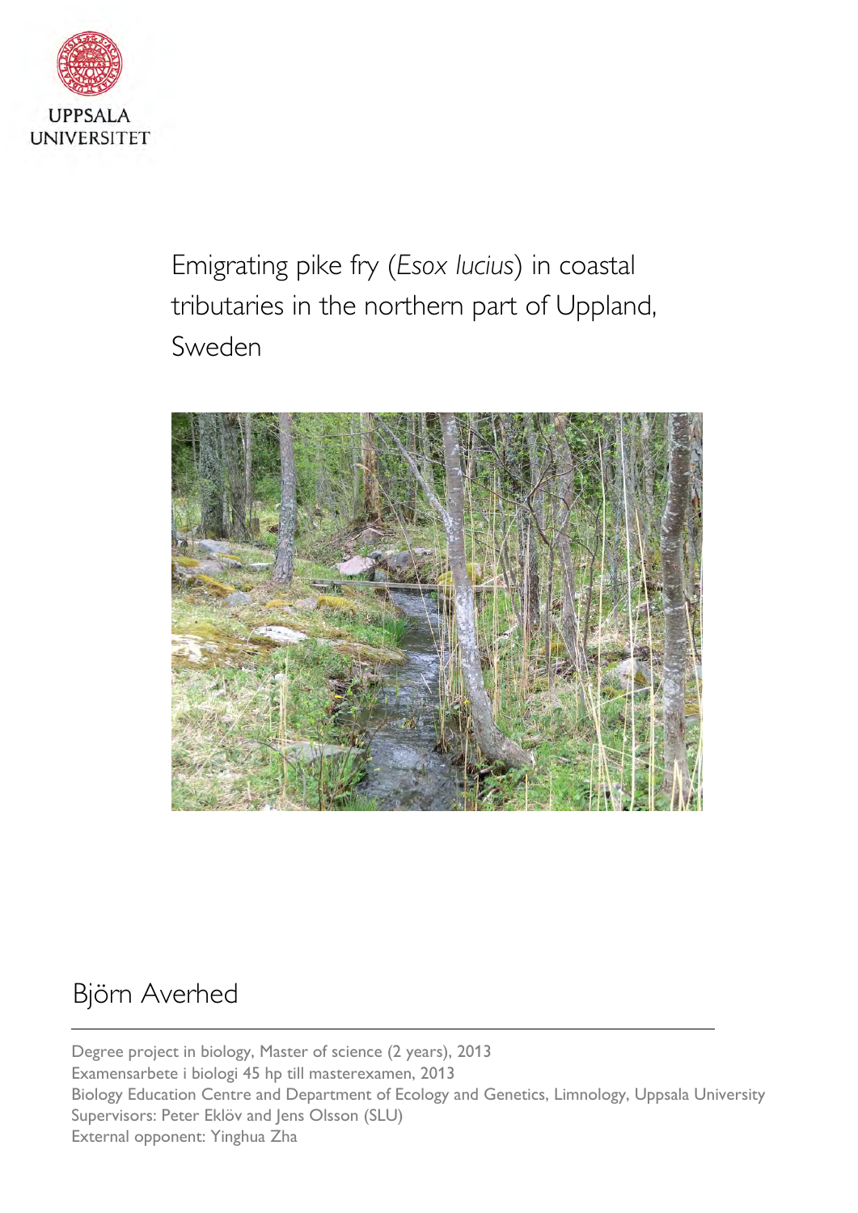UPPSALA UNIVERSITET

# Emigrating pike fry (*Esox lucius*) in coastal tributaries in the northern part of Uppland, Sweden

Björn Averhed

Degree project in biology, Master of science (2 years), 2013
Examensarbete i biologi 45 hp till masterexamen, 2013
Biology Education Centre and Department of Ecology and Genetics, Limnology, Uppsala University
Supervisors: Peter Eklöv and Jens Olsson (SLU)
External opponent: Yinghua Zha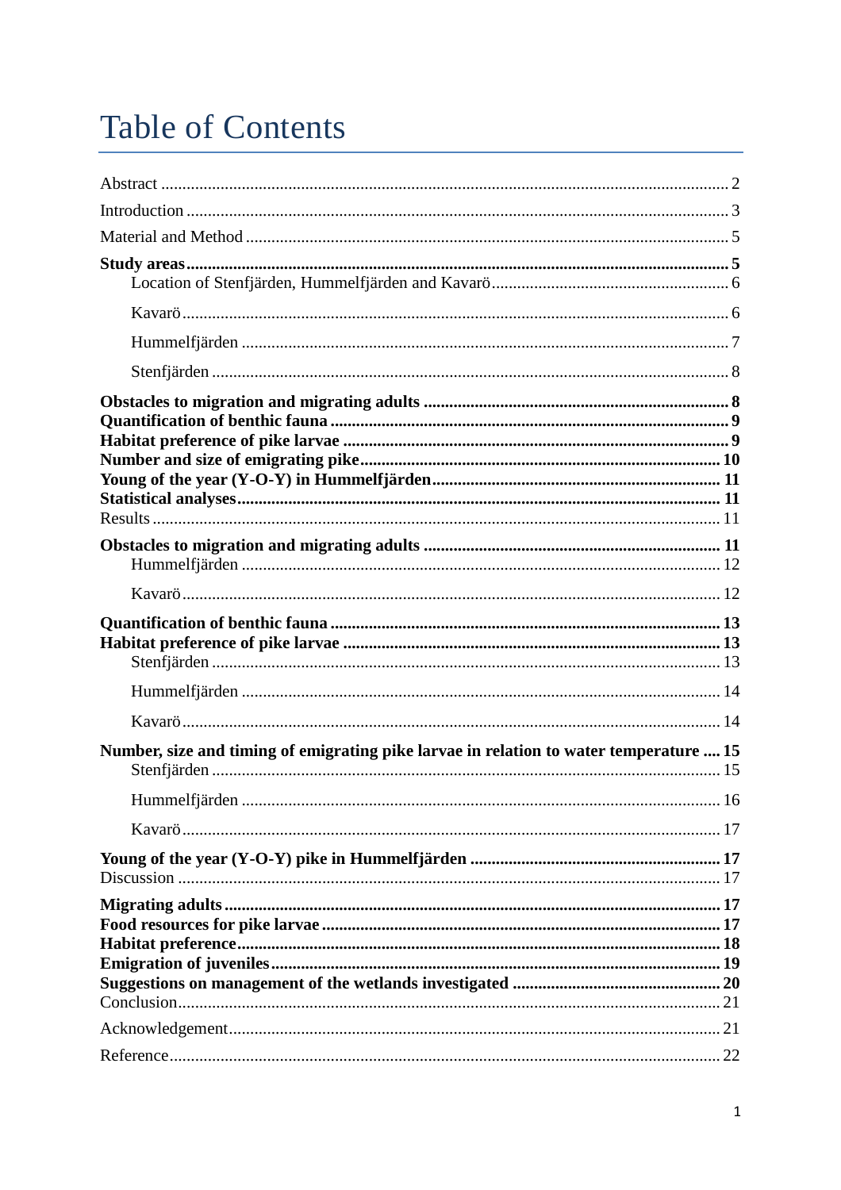# Table of Contents

Abstract ..... 2

Introduction ..... 3

Material and Method ..... 5

**Study areas ..... 5**

- Location of Stenfjärden, Hummelfjärden and Kavarö ..... 6
- Kavarö ..... 6
- Hummelfjärden ..... 7
- Stenfjärden ..... 8

**Obstacles to migration and migrating adults ..... 8**

**Quantification of benthic fauna ..... 9**

**Habitat preference of pike larvae ..... 9**

**Number and size of emigrating pike ..... 10**

**Young of the year (Y-O-Y) in Hummelfjärden ..... 11**

**Statistical analyses ..... 11**

Results ..... 11

**Obstacles to migration and migrating adults ..... 11**

- Hummelfjärden ..... 12
- Kavarö ..... 12

**Quantification of benthic fauna ..... 13**

**Habitat preference of pike larvae ..... 13**

- Stenfjärden ..... 13
- Hummelfjärden ..... 14
- Kavarö ..... 14

**Number, size and timing of emigrating pike larvae in relation to water temperature ..... 15**

- Stenfjärden ..... 15
- Hummelfjärden ..... 16
- Kavarö ..... 17

**Young of the year (Y-O-Y) pike in Hummelfjärden ..... 17**

Discussion ..... 17

**Migrating adults ..... 17**

**Food resources for pike larvae ..... 17**

**Habitat preference ..... 18**

**Emigration of juveniles ..... 19**

**Suggestions on management of the wetlands investigated ..... 20**

Conclusion ..... 21

Acknowledgement ..... 21

Reference ..... 22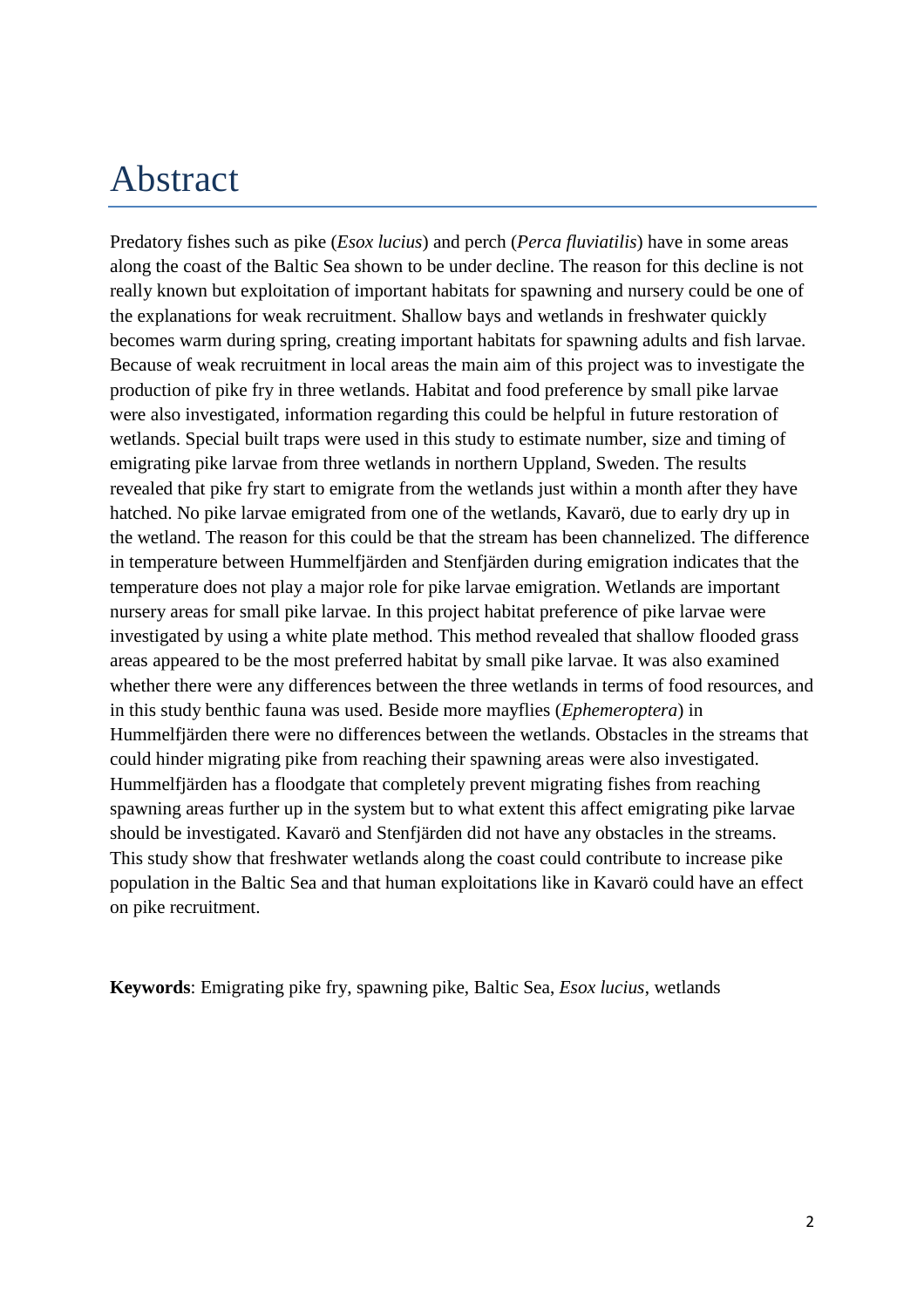# Abstract

Predatory fishes such as pike (*Esox lucius*) and perch (*Perca fluviatilis*) have in some areas along the coast of the Baltic Sea shown to be under decline. The reason for this decline is not really known but exploitation of important habitats for spawning and nursery could be one of the explanations for weak recruitment. Shallow bays and wetlands in freshwater quickly becomes warm during spring, creating important habitats for spawning adults and fish larvae. Because of weak recruitment in local areas the main aim of this project was to investigate the production of pike fry in three wetlands. Habitat and food preference by small pike larvae were also investigated, information regarding this could be helpful in future restoration of wetlands. Special built traps were used in this study to estimate number, size and timing of emigrating pike larvae from three wetlands in northern Uppland, Sweden. The results revealed that pike fry start to emigrate from the wetlands just within a month after they have hatched. No pike larvae emigrated from one of the wetlands, Kavarö, due to early dry up in the wetland. The reason for this could be that the stream has been channelized. The difference in temperature between Hummelfjärden and Stenfjärden during emigration indicates that the temperature does not play a major role for pike larvae emigration. Wetlands are important nursery areas for small pike larvae. In this project habitat preference of pike larvae were investigated by using a white plate method. This method revealed that shallow flooded grass areas appeared to be the most preferred habitat by small pike larvae. It was also examined whether there were any differences between the three wetlands in terms of food resources, and in this study benthic fauna was used. Beside more mayflies (*Ephemeroptera*) in Hummelfjärden there were no differences between the wetlands. Obstacles in the streams that could hinder migrating pike from reaching their spawning areas were also investigated. Hummelfjärden has a floodgate that completely prevent migrating fishes from reaching spawning areas further up in the system but to what extent this affect emigrating pike larvae should be investigated. Kavarö and Stenfjärden did not have any obstacles in the streams. This study show that freshwater wetlands along the coast could contribute to increase pike population in the Baltic Sea and that human exploitations like in Kavarö could have an effect on pike recruitment.

**Keywords**: Emigrating pike fry, spawning pike, Baltic Sea, *Esox lucius*, wetlands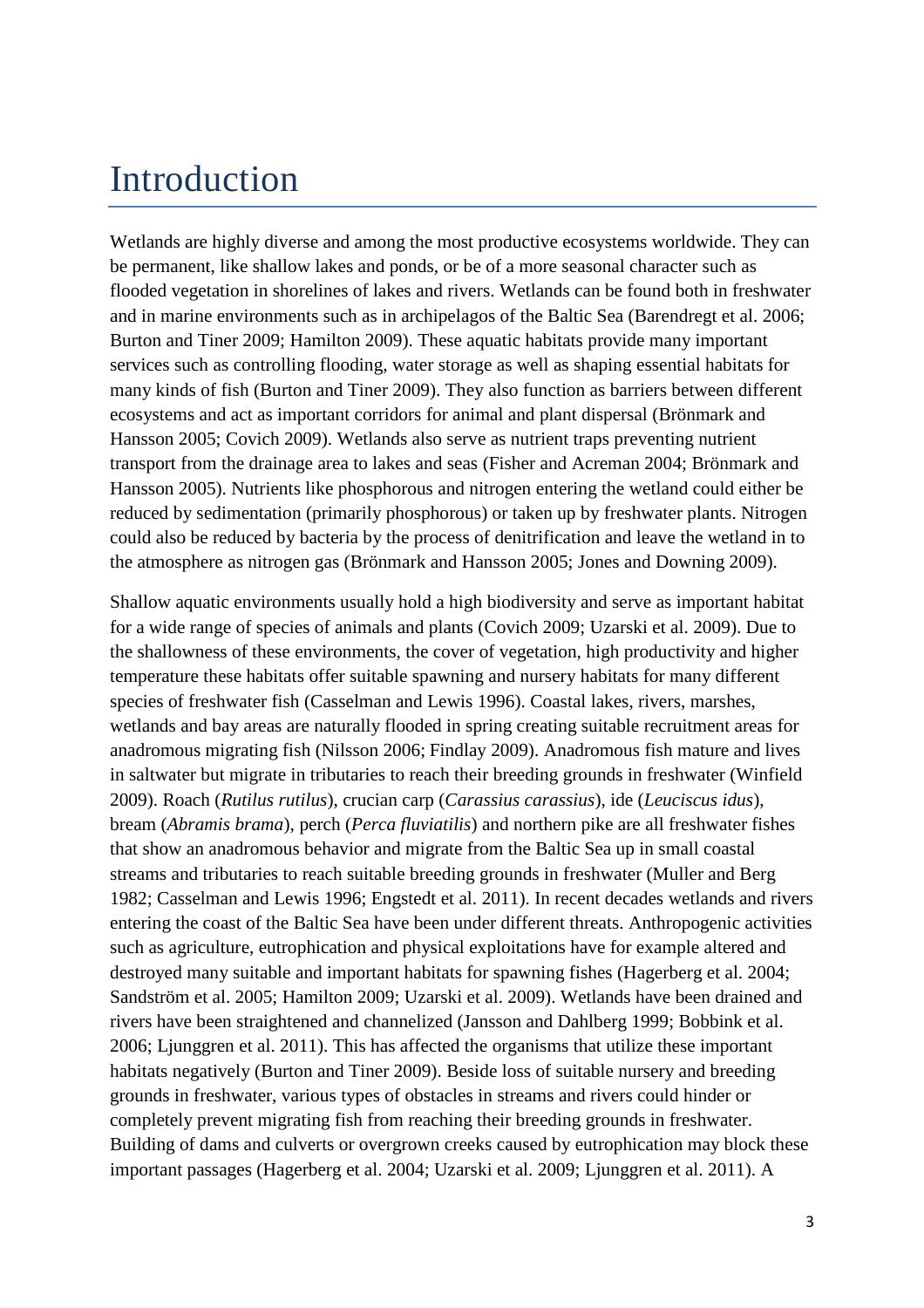# Introduction

Wetlands are highly diverse and among the most productive ecosystems worldwide. They can be permanent, like shallow lakes and ponds, or be of a more seasonal character such as flooded vegetation in shorelines of lakes and rivers. Wetlands can be found both in freshwater and in marine environments such as in archipelagos of the Baltic Sea (Barendregt et al. 2006; Burton and Tiner 2009; Hamilton 2009). These aquatic habitats provide many important services such as controlling flooding, water storage as well as shaping essential habitats for many kinds of fish (Burton and Tiner 2009). They also function as barriers between different ecosystems and act as important corridors for animal and plant dispersal (Brönmark and Hansson 2005; Covich 2009). Wetlands also serve as nutrient traps preventing nutrient transport from the drainage area to lakes and seas (Fisher and Acreman 2004; Brönmark and Hansson 2005). Nutrients like phosphorous and nitrogen entering the wetland could either be reduced by sedimentation (primarily phosphorous) or taken up by freshwater plants. Nitrogen could also be reduced by bacteria by the process of denitrification and leave the wetland in to the atmosphere as nitrogen gas (Brönmark and Hansson 2005; Jones and Downing 2009).

Shallow aquatic environments usually hold a high biodiversity and serve as important habitat for a wide range of species of animals and plants (Covich 2009; Uzarski et al. 2009). Due to the shallowness of these environments, the cover of vegetation, high productivity and higher temperature these habitats offer suitable spawning and nursery habitats for many different species of freshwater fish (Casselman and Lewis 1996). Coastal lakes, rivers, marshes, wetlands and bay areas are naturally flooded in spring creating suitable recruitment areas for anadromous migrating fish (Nilsson 2006; Findlay 2009). Anadromous fish mature and lives in saltwater but migrate in tributaries to reach their breeding grounds in freshwater (Winfield 2009). Roach (*Rutilus rutilus*), crucian carp (*Carassius carassius*), ide (*Leuciscus idus*), bream (*Abramis brama*), perch (*Perca fluviatilis*) and northern pike are all freshwater fishes that show an anadromous behavior and migrate from the Baltic Sea up in small coastal streams and tributaries to reach suitable breeding grounds in freshwater (Muller and Berg 1982; Casselman and Lewis 1996; Engstedt et al. 2011). In recent decades wetlands and rivers entering the coast of the Baltic Sea have been under different threats. Anthropogenic activities such as agriculture, eutrophication and physical exploitations have for example altered and destroyed many suitable and important habitats for spawning fishes (Hagerberg et al. 2004; Sandström et al. 2005; Hamilton 2009; Uzarski et al. 2009). Wetlands have been drained and rivers have been straightened and channelized (Jansson and Dahlberg 1999; Bobbink et al. 2006; Ljunggren et al. 2011). This has affected the organisms that utilize these important habitats negatively (Burton and Tiner 2009). Beside loss of suitable nursery and breeding grounds in freshwater, various types of obstacles in streams and rivers could hinder or completely prevent migrating fish from reaching their breeding grounds in freshwater. Building of dams and culverts or overgrown creeks caused by eutrophication may block these important passages (Hagerberg et al. 2004; Uzarski et al. 2009; Ljunggren et al. 2011). A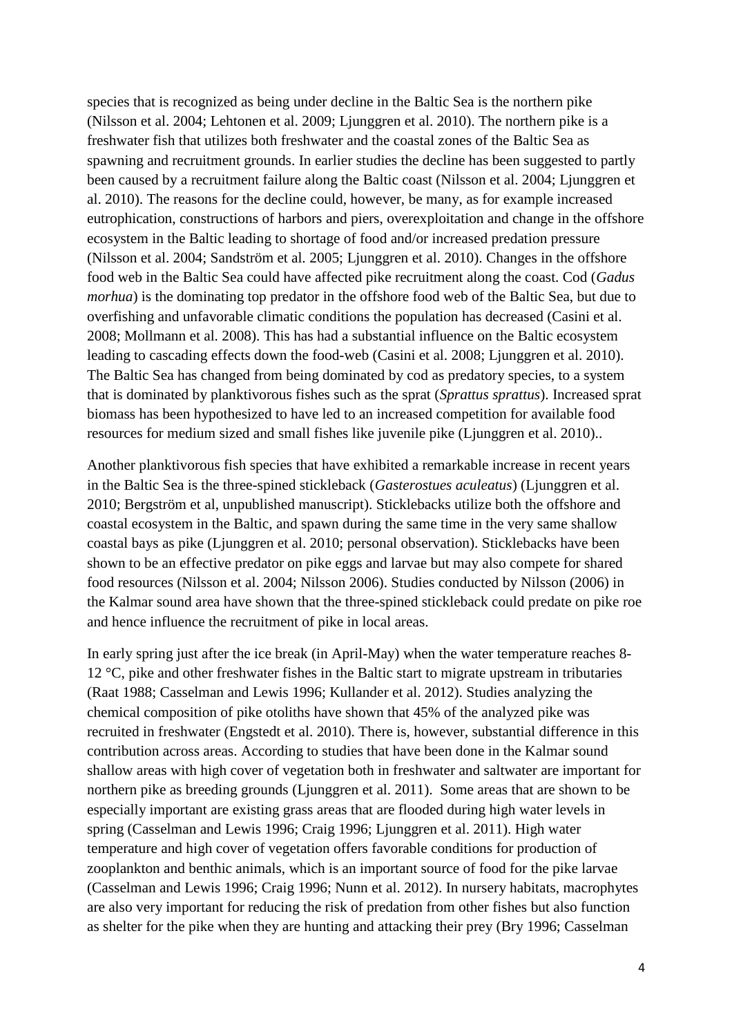species that is recognized as being under decline in the Baltic Sea is the northern pike (Nilsson et al. 2004; Lehtonen et al. 2009; Ljunggren et al. 2010). The northern pike is a freshwater fish that utilizes both freshwater and the coastal zones of the Baltic Sea as spawning and recruitment grounds. In earlier studies the decline has been suggested to partly been caused by a recruitment failure along the Baltic coast (Nilsson et al. 2004; Ljunggren et al. 2010). The reasons for the decline could, however, be many, as for example increased eutrophication, constructions of harbors and piers, overexploitation and change in the offshore ecosystem in the Baltic leading to shortage of food and/or increased predation pressure (Nilsson et al. 2004; Sandström et al. 2005; Ljunggren et al. 2010). Changes in the offshore food web in the Baltic Sea could have affected pike recruitment along the coast. Cod (*Gadus morhua*) is the dominating top predator in the offshore food web of the Baltic Sea, but due to overfishing and unfavorable climatic conditions the population has decreased (Casini et al. 2008; Mollmann et al. 2008). This has had a substantial influence on the Baltic ecosystem leading to cascading effects down the food-web (Casini et al. 2008; Ljunggren et al. 2010). The Baltic Sea has changed from being dominated by cod as predatory species, to a system that is dominated by planktivorous fishes such as the sprat (*Sprattus sprattus*). Increased sprat biomass has been hypothesized to have led to an increased competition for available food resources for medium sized and small fishes like juvenile pike (Ljunggren et al. 2010)..

Another planktivorous fish species that have exhibited a remarkable increase in recent years in the Baltic Sea is the three-spined stickleback (*Gasterostues aculeatus*) (Ljunggren et al. 2010; Bergström et al, unpublished manuscript). Sticklebacks utilize both the offshore and coastal ecosystem in the Baltic, and spawn during the same time in the very same shallow coastal bays as pike (Ljunggren et al. 2010; personal observation). Sticklebacks have been shown to be an effective predator on pike eggs and larvae but may also compete for shared food resources (Nilsson et al. 2004; Nilsson 2006). Studies conducted by Nilsson (2006) in the Kalmar sound area have shown that the three-spined stickleback could predate on pike roe and hence influence the recruitment of pike in local areas.

In early spring just after the ice break (in April-May) when the water temperature reaches 8-12 °C, pike and other freshwater fishes in the Baltic start to migrate upstream in tributaries (Raat 1988; Casselman and Lewis 1996; Kullander et al. 2012). Studies analyzing the chemical composition of pike otoliths have shown that 45% of the analyzed pike was recruited in freshwater (Engstedt et al. 2010). There is, however, substantial difference in this contribution across areas. According to studies that have been done in the Kalmar sound shallow areas with high cover of vegetation both in freshwater and saltwater are important for northern pike as breeding grounds (Ljunggren et al. 2011). Some areas that are shown to be especially important are existing grass areas that are flooded during high water levels in spring (Casselman and Lewis 1996; Craig 1996; Ljunggren et al. 2011). High water temperature and high cover of vegetation offers favorable conditions for production of zooplankton and benthic animals, which is an important source of food for the pike larvae (Casselman and Lewis 1996; Craig 1996; Nunn et al. 2012). In nursery habitats, macrophytes are also very important for reducing the risk of predation from other fishes but also function as shelter for the pike when they are hunting and attacking their prey (Bry 1996; Casselman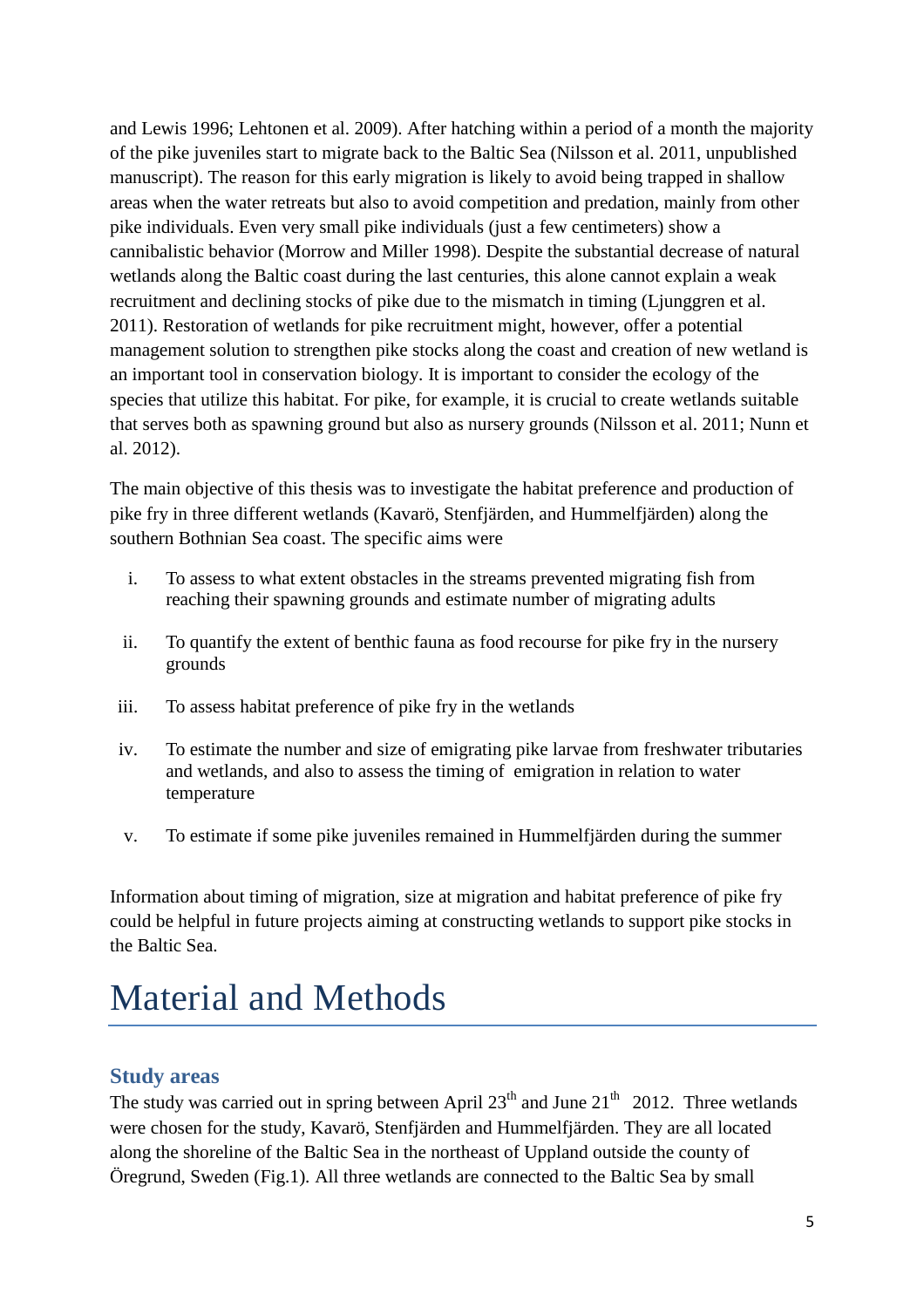and Lewis 1996; Lehtonen et al. 2009). After hatching within a period of a month the majority of the pike juveniles start to migrate back to the Baltic Sea (Nilsson et al. 2011, unpublished manuscript). The reason for this early migration is likely to avoid being trapped in shallow areas when the water retreats but also to avoid competition and predation, mainly from other pike individuals. Even very small pike individuals (just a few centimeters) show a cannibalistic behavior (Morrow and Miller 1998). Despite the substantial decrease of natural wetlands along the Baltic coast during the last centuries, this alone cannot explain a weak recruitment and declining stocks of pike due to the mismatch in timing (Ljunggren et al. 2011). Restoration of wetlands for pike recruitment might, however, offer a potential management solution to strengthen pike stocks along the coast and creation of new wetland is an important tool in conservation biology. It is important to consider the ecology of the species that utilize this habitat. For pike, for example, it is crucial to create wetlands suitable that serves both as spawning ground but also as nursery grounds (Nilsson et al. 2011; Nunn et al. 2012).

The main objective of this thesis was to investigate the habitat preference and production of pike fry in three different wetlands (Kavarö, Stenfjärden, and Hummelfjärden) along the southern Bothnian Sea coast. The specific aims were

i. To assess to what extent obstacles in the streams prevented migrating fish from reaching their spawning grounds and estimate number of migrating adults

ii. To quantify the extent of benthic fauna as food recourse for pike fry in the nursery grounds

iii. To assess habitat preference of pike fry in the wetlands

iv. To estimate the number and size of emigrating pike larvae from freshwater tributaries and wetlands, and also to assess the timing of emigration in relation to water temperature

v. To estimate if some pike juveniles remained in Hummelfjärden during the summer

Information about timing of migration, size at migration and habitat preference of pike fry could be helpful in future projects aiming at constructing wetlands to support pike stocks in the Baltic Sea.

# Material and Methods

## Study areas

The study was carried out in spring between April 23$^{th}$ and June 21$^{th}$ 2012. Three wetlands were chosen for the study, Kavarö, Stenfjärden and Hummelfjärden. They are all located along the shoreline of the Baltic Sea in the northeast of Uppland outside the county of Öregrund, Sweden (Fig.1). All three wetlands are connected to the Baltic Sea by small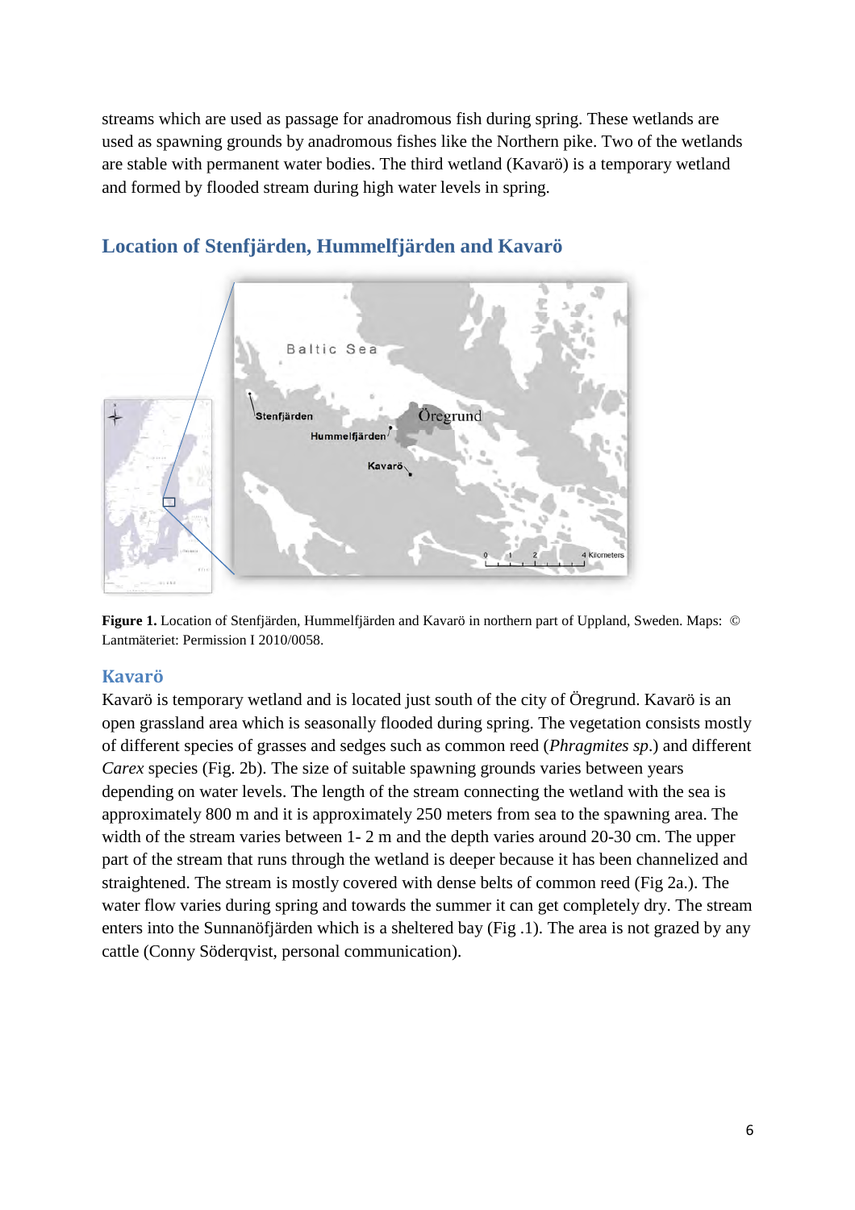streams which are used as passage for anadromous fish during spring. These wetlands are used as spawning grounds by anadromous fishes like the Northern pike. Two of the wetlands are stable with permanent water bodies. The third wetland (Kavarö) is a temporary wetland and formed by flooded stream during high water levels in spring.

## Location of Stenfjärden, Hummelfjärden and Kavarö

**Figure 1.** Location of Stenfjärden, Hummelfjärden and Kavarö in northern part of Uppland, Sweden. Maps: © Lantmäteriet: Permission I 2010/0058.

### Kavarö

Kavarö is temporary wetland and is located just south of the city of Öregrund. Kavarö is an open grassland area which is seasonally flooded during spring. The vegetation consists mostly of different species of grasses and sedges such as common reed (*Phragmites sp*.) and different *Carex* species (Fig. 2b). The size of suitable spawning grounds varies between years depending on water levels. The length of the stream connecting the wetland with the sea is approximately 800 m and it is approximately 250 meters from sea to the spawning area. The width of the stream varies between 1- 2 m and the depth varies around 20-30 cm. The upper part of the stream that runs through the wetland is deeper because it has been channelized and straightened. The stream is mostly covered with dense belts of common reed (Fig 2a.). The water flow varies during spring and towards the summer it can get completely dry. The stream enters into the Sunnanöfjärden which is a sheltered bay (Fig .1). The area is not grazed by any cattle (Conny Söderqvist, personal communication).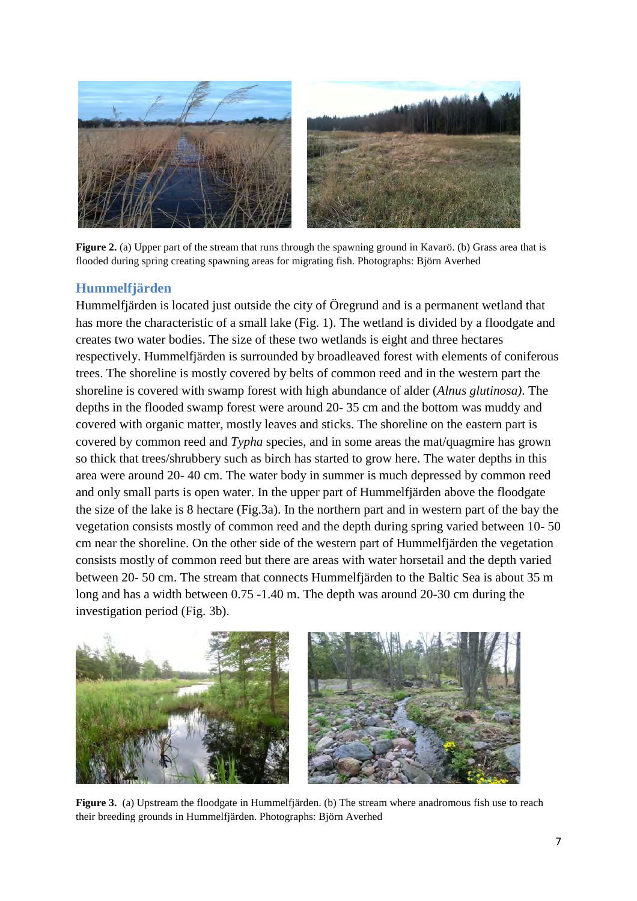**Figure 2.** (a) Upper part of the stream that runs through the spawning ground in Kavarö. (b) Grass area that is flooded during spring creating spawning areas for migrating fish. Photographs: Björn Averhed

## Hummelfjärden

Hummelfjärden is located just outside the city of Öregrund and is a permanent wetland that has more the characteristic of a small lake (Fig. 1). The wetland is divided by a floodgate and creates two water bodies. The size of these two wetlands is eight and three hectares respectively. Hummelfjärden is surrounded by broadleaved forest with elements of coniferous trees. The shoreline is mostly covered by belts of common reed and in the western part the shoreline is covered with swamp forest with high abundance of alder (*Alnus glutinosa)*. The depths in the flooded swamp forest were around 20- 35 cm and the bottom was muddy and covered with organic matter, mostly leaves and sticks. The shoreline on the eastern part is covered by common reed and *Typha* species, and in some areas the mat/quagmire has grown so thick that trees/shrubbery such as birch has started to grow here. The water depths in this area were around 20- 40 cm. The water body in summer is much depressed by common reed and only small parts is open water. In the upper part of Hummelfjärden above the floodgate the size of the lake is 8 hectare (Fig.3a). In the northern part and in western part of the bay the vegetation consists mostly of common reed and the depth during spring varied between 10- 50 cm near the shoreline. On the other side of the western part of Hummelfjärden the vegetation consists mostly of common reed but there are areas with water horsetail and the depth varied between 20- 50 cm. The stream that connects Hummelfjärden to the Baltic Sea is about 35 m long and has a width between 0.75 -1.40 m. The depth was around 20-30 cm during the investigation period (Fig. 3b).

**Figure 3.** (a) Upstream the floodgate in Hummelfjärden. (b) The stream where anadromous fish use to reach their breeding grounds in Hummelfjärden. Photographs: Björn Averhed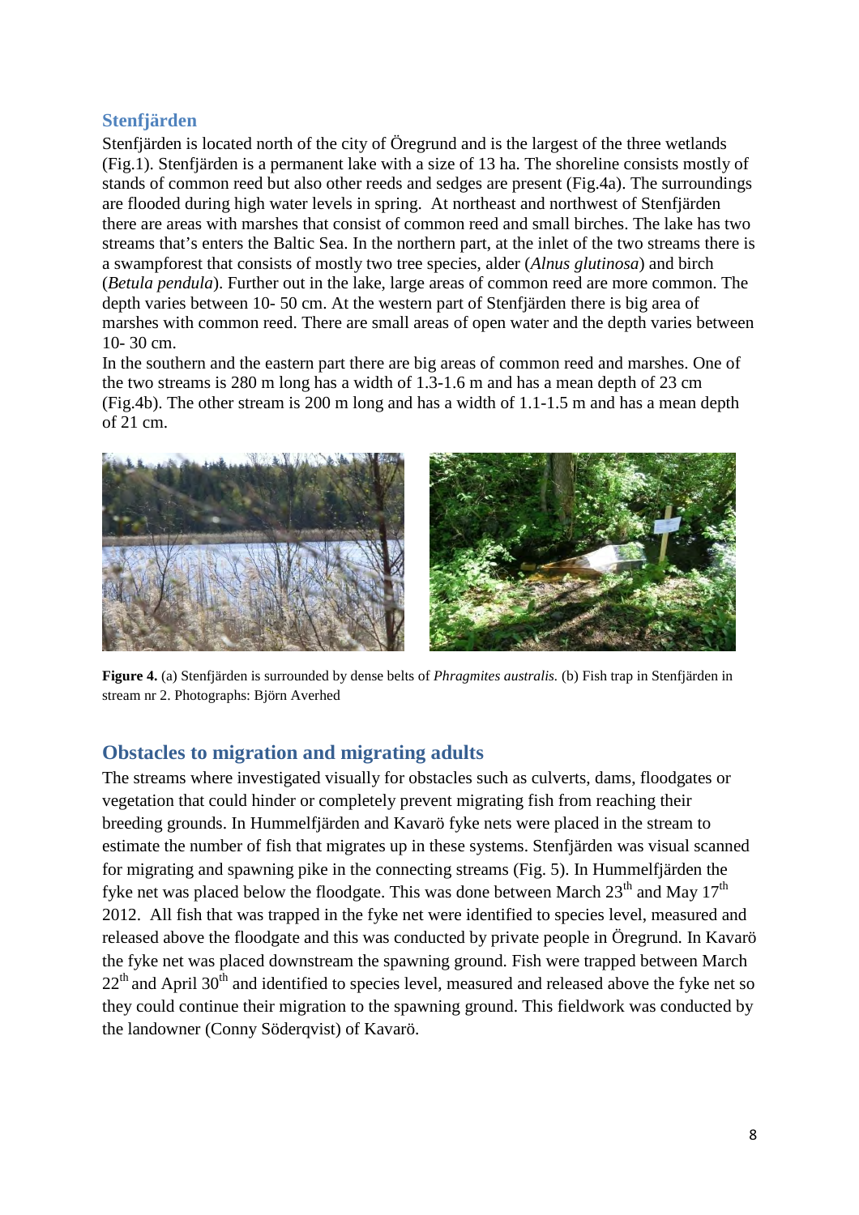## Stenfjärden

Stenfjärden is located north of the city of Öregrund and is the largest of the three wetlands (Fig.1). Stenfjärden is a permanent lake with a size of 13 ha. The shoreline consists mostly of stands of common reed but also other reeds and sedges are present (Fig.4a). The surroundings are flooded during high water levels in spring. At northeast and northwest of Stenfjärden there are areas with marshes that consist of common reed and small birches. The lake has two streams that's enters the Baltic Sea. In the northern part, at the inlet of the two streams there is a swampforest that consists of mostly two tree species, alder (*Alnus glutinosa*) and birch (*Betula pendula*). Further out in the lake, large areas of common reed are more common. The depth varies between 10- 50 cm. At the western part of Stenfjärden there is big area of marshes with common reed. There are small areas of open water and the depth varies between 10- 30 cm.

In the southern and the eastern part there are big areas of common reed and marshes. One of the two streams is 280 m long has a width of 1.3-1.6 m and has a mean depth of 23 cm (Fig.4b). The other stream is 200 m long and has a width of 1.1-1.5 m and has a mean depth of 21 cm.

**Figure 4.** (a) Stenfjärden is surrounded by dense belts of *Phragmites australis.* (b) Fish trap in Stenfjärden in stream nr 2. Photographs: Björn Averhed

## Obstacles to migration and migrating adults

The streams where investigated visually for obstacles such as culverts, dams, floodgates or vegetation that could hinder or completely prevent migrating fish from reaching their breeding grounds. In Hummelfjärden and Kavarö fyke nets were placed in the stream to estimate the number of fish that migrates up in these systems. Stenfjärden was visual scanned for migrating and spawning pike in the connecting streams (Fig. 5). In Hummelfjärden the fyke net was placed below the floodgate. This was done between March 23th and May 17th 2012. All fish that was trapped in the fyke net were identified to species level, measured and released above the floodgate and this was conducted by private people in Öregrund. In Kavarö the fyke net was placed downstream the spawning ground. Fish were trapped between March 22th and April 30th and identified to species level, measured and released above the fyke net so they could continue their migration to the spawning ground. This fieldwork was conducted by the landowner (Conny Söderqvist) of Kavarö.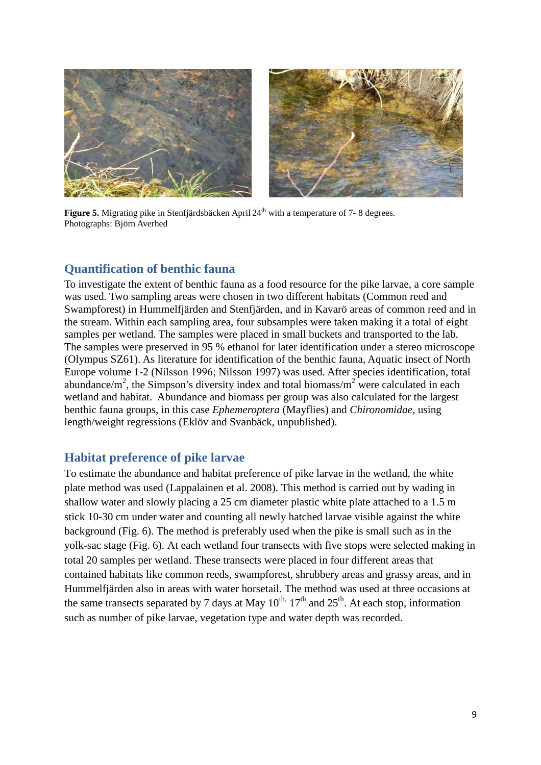**Figure 5.** Migrating pike in Stenfjärdsbäcken April 24th with a temperature of 7- 8 degrees. Photographs: Björn Averhed

## Quantification of benthic fauna

To investigate the extent of benthic fauna as a food resource for the pike larvae, a core sample was used. Two sampling areas were chosen in two different habitats (Common reed and Swampforest) in Hummelfjärden and Stenfjärden, and in Kavarö areas of common reed and in the stream. Within each sampling area, four subsamples were taken making it a total of eight samples per wetland. The samples were placed in small buckets and transported to the lab. The samples were preserved in 95 % ethanol for later identification under a stereo microscope (Olympus SZ61). As literature for identification of the benthic fauna, Aquatic insect of North Europe volume 1-2 (Nilsson 1996; Nilsson 1997) was used. After species identification, total abundance/m$^2$, the Simpson's diversity index and total biomass/m$^2$ were calculated in each wetland and habitat. Abundance and biomass per group was also calculated for the largest benthic fauna groups, in this case *Ephemeroptera* (Mayflies) and *Chironomidae*, using length/weight regressions (Eklöv and Svanbäck, unpublished).

## Habitat preference of pike larvae

To estimate the abundance and habitat preference of pike larvae in the wetland, the white plate method was used (Lappalainen et al. 2008). This method is carried out by wading in shallow water and slowly placing a 25 cm diameter plastic white plate attached to a 1.5 m stick 10-30 cm under water and counting all newly hatched larvae visible against the white background (Fig. 6). The method is preferably used when the pike is small such as in the yolk-sac stage (Fig. 6). At each wetland four transects with five stops were selected making in total 20 samples per wetland. These transects were placed in four different areas that contained habitats like common reeds, swampforest, shrubbery areas and grassy areas, and in Hummelfjärden also in areas with water horsetail. The method was used at three occasions at the same transects separated by 7 days at May 10th, 17th and 25th. At each stop, information such as number of pike larvae, vegetation type and water depth was recorded.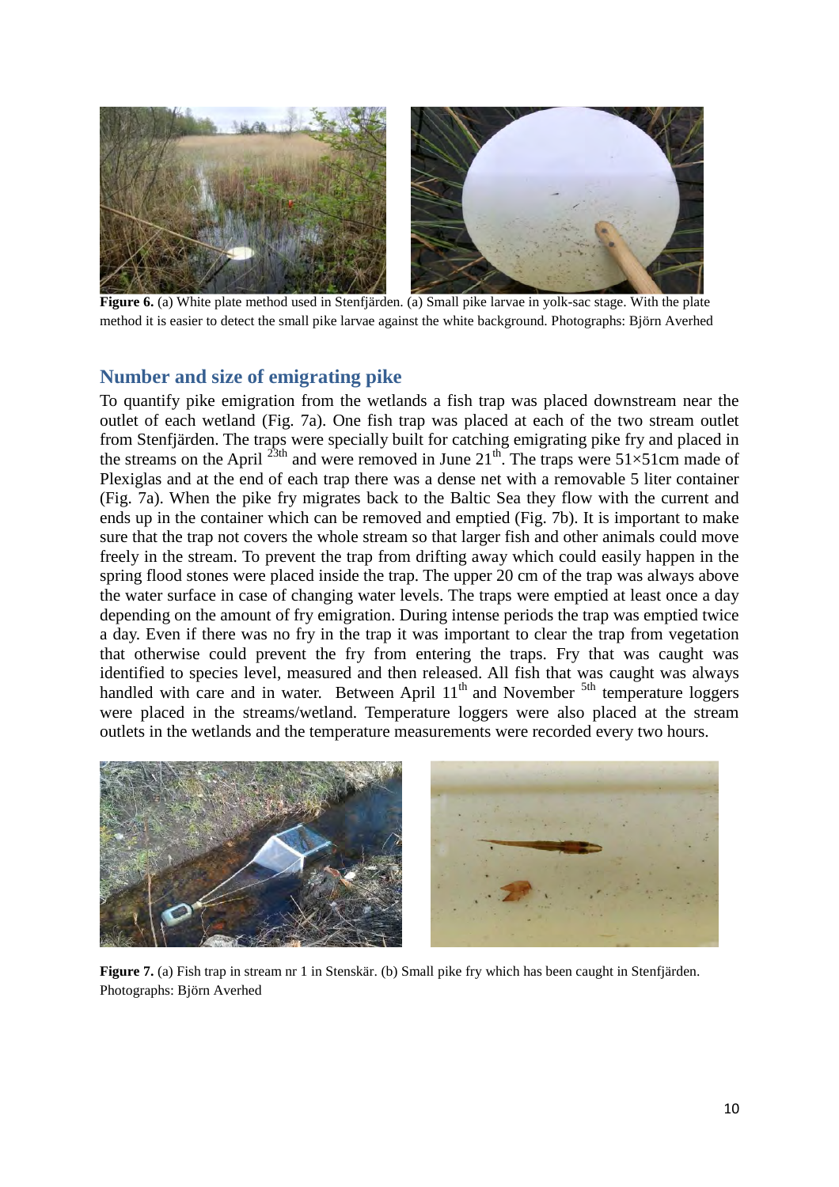**Figure 6.** (a) White plate method used in Stenfjärden. (a) Small pike larvae in yolk-sac stage. With the plate method it is easier to detect the small pike larvae against the white background. Photographs: Björn Averhed

## Number and size of emigrating pike

To quantify pike emigration from the wetlands a fish trap was placed downstream near the outlet of each wetland (Fig. 7a). One fish trap was placed at each of the two stream outlet from Stenfjärden. The traps were specially built for catching emigrating pike fry and placed in the streams on the April 23th and were removed in June 21th. The traps were 51×51cm made of Plexiglas and at the end of each trap there was a dense net with a removable 5 liter container (Fig. 7a). When the pike fry migrates back to the Baltic Sea they flow with the current and ends up in the container which can be removed and emptied (Fig. 7b). It is important to make sure that the trap not covers the whole stream so that larger fish and other animals could move freely in the stream. To prevent the trap from drifting away which could easily happen in the spring flood stones were placed inside the trap. The upper 20 cm of the trap was always above the water surface in case of changing water levels. The traps were emptied at least once a day depending on the amount of fry emigration. During intense periods the trap was emptied twice a day. Even if there was no fry in the trap it was important to clear the trap from vegetation that otherwise could prevent the fry from entering the traps. Fry that was caught was identified to species level, measured and then released. All fish that was caught was always handled with care and in water. Between April 11th and November 5th temperature loggers were placed in the streams/wetland. Temperature loggers were also placed at the stream outlets in the wetlands and the temperature measurements were recorded every two hours.

**Figure 7.** (a) Fish trap in stream nr 1 in Stenskär. (b) Small pike fry which has been caught in Stenfjärden. Photographs: Björn Averhed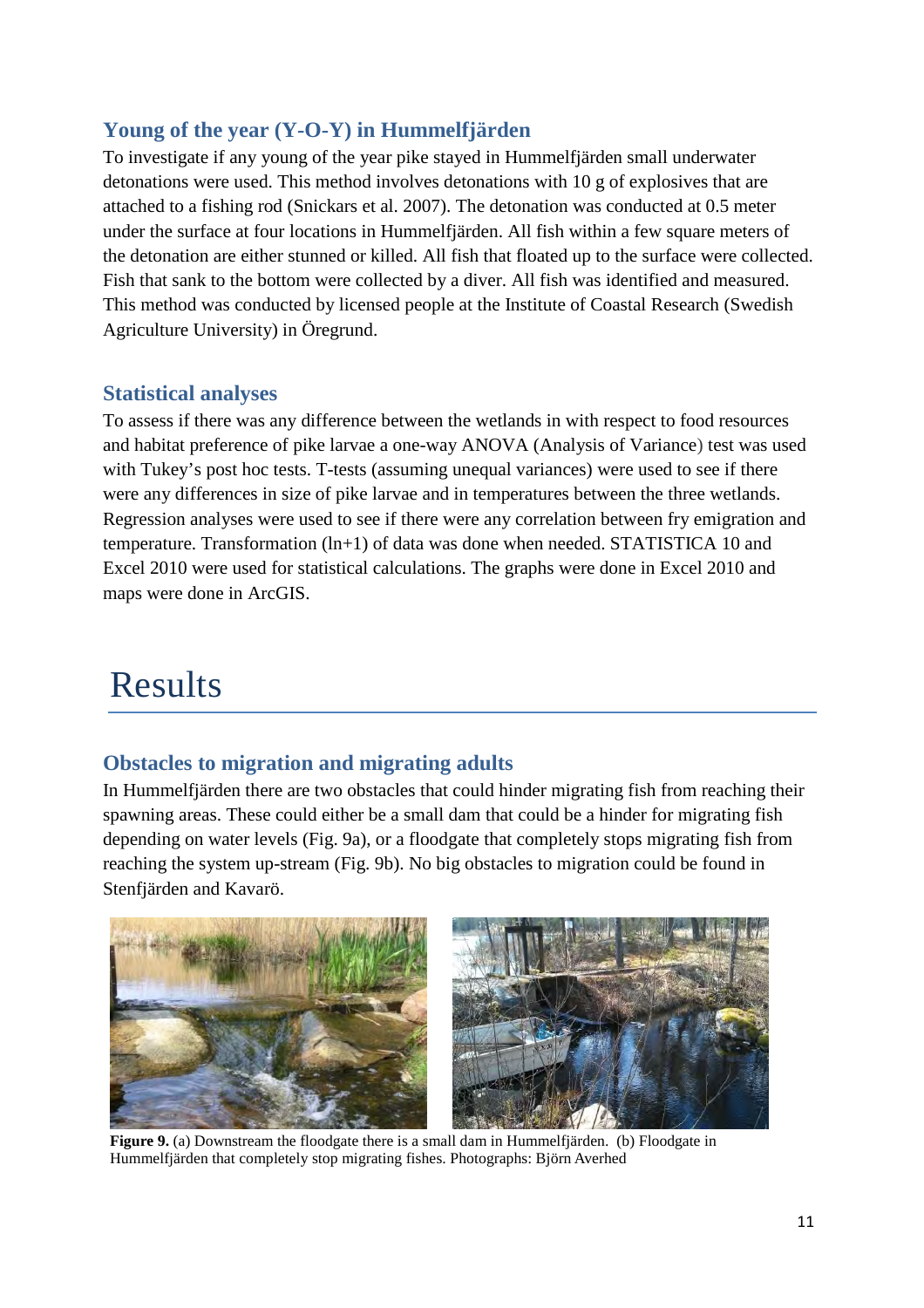### Young of the year (Y-O-Y) in Hummelfjärden

To investigate if any young of the year pike stayed in Hummelfjärden small underwater detonations were used. This method involves detonations with 10 g of explosives that are attached to a fishing rod (Snickars et al. 2007). The detonation was conducted at 0.5 meter under the surface at four locations in Hummelfjärden. All fish within a few square meters of the detonation are either stunned or killed. All fish that floated up to the surface were collected. Fish that sank to the bottom were collected by a diver. All fish was identified and measured. This method was conducted by licensed people at the Institute of Coastal Research (Swedish Agriculture University) in Öregrund.

### Statistical analyses

To assess if there was any difference between the wetlands in with respect to food resources and habitat preference of pike larvae a one-way ANOVA (Analysis of Variance) test was used with Tukey's post hoc tests. T-tests (assuming unequal variances) were used to see if there were any differences in size of pike larvae and in temperatures between the three wetlands. Regression analyses were used to see if there were any correlation between fry emigration and temperature. Transformation (ln+1) of data was done when needed. STATISTICA 10 and Excel 2010 were used for statistical calculations. The graphs were done in Excel 2010 and maps were done in ArcGIS.

# Results

### Obstacles to migration and migrating adults

In Hummelfjärden there are two obstacles that could hinder migrating fish from reaching their spawning areas. These could either be a small dam that could be a hinder for migrating fish depending on water levels (Fig. 9a), or a floodgate that completely stops migrating fish from reaching the system up-stream (Fig. 9b). No big obstacles to migration could be found in Stenfjärden and Kavarö.

**Figure 9.** (a) Downstream the floodgate there is a small dam in Hummelfjärden. (b) Floodgate in Hummelfjärden that completely stop migrating fishes. Photographs: Björn Averhed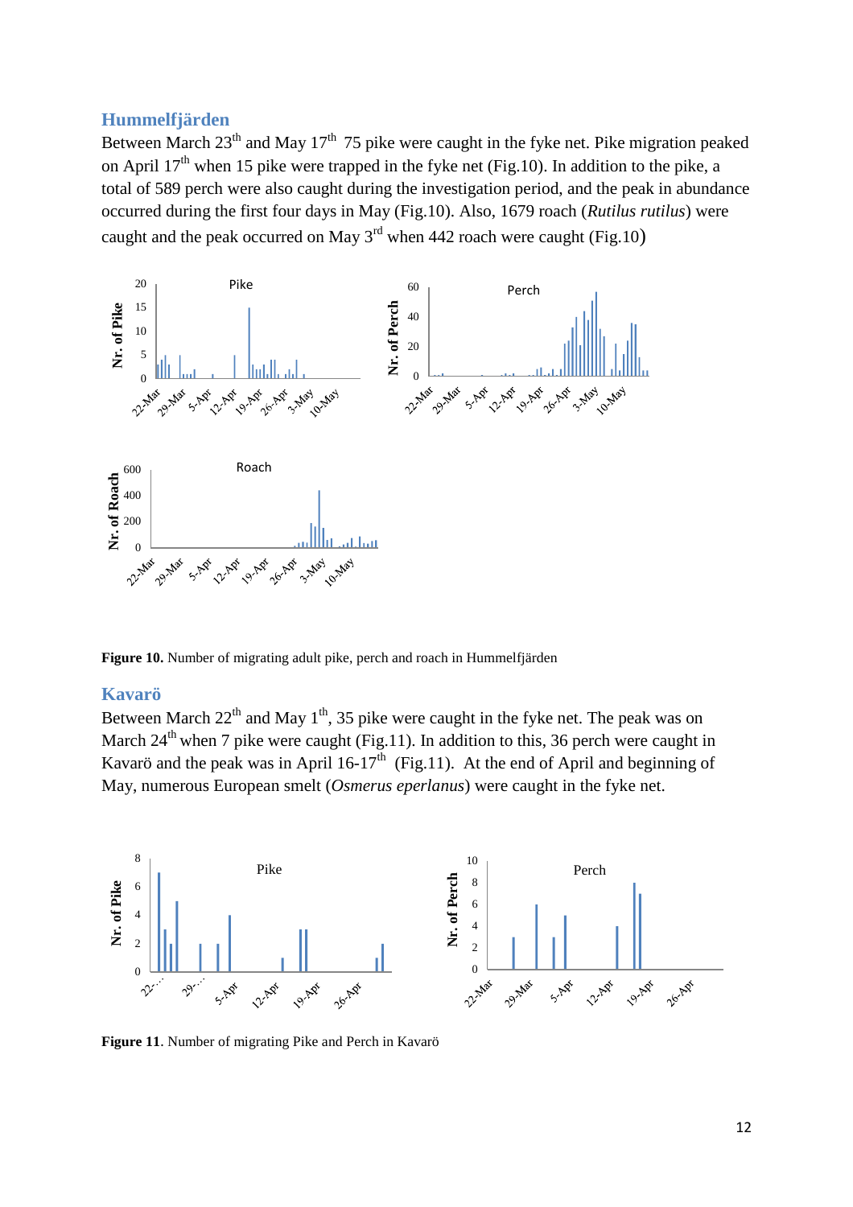### Hummelfjärden

Between March 23[th] and May 17[th] 75 pike were caught in the fyke net. Pike migration peaked on April 17[th] when 15 pike were trapped in the fyke net (Fig.10). In addition to the pike, a total of 589 perch were also caught during the investigation period, and the peak in abundance occurred during the first four days in May (Fig.10). Also, 1679 roach (*Rutilus rutilus*) were caught and the peak occurred on May 3[rd] when 442 roach were caught (Fig.10)

**Figure 10.** Number of migrating adult pike, perch and roach in Hummelfjärden

### Kavarö

Between March 22[th] and May 1[th], 35 pike were caught in the fyke net. The peak was on March 24[th] when 7 pike were caught (Fig.11). In addition to this, 36 perch were caught in Kavarö and the peak was in April 16-17[th] (Fig.11). At the end of April and beginning of May, numerous European smelt (*Osmerus eperlanus*) were caught in the fyke net.

**Figure 11**. Number of migrating Pike and Perch in Kavarö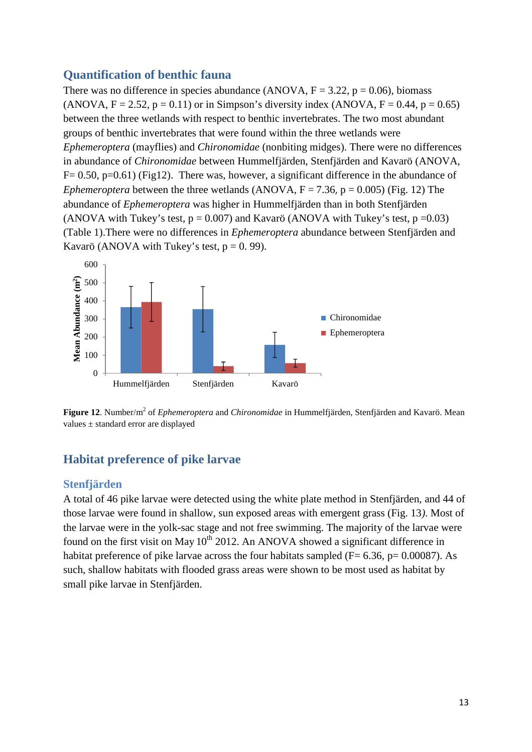## Quantification of benthic fauna

There was no difference in species abundance (ANOVA, $F = 3.22$, $p = 0.06$), biomass (ANOVA, $F = 2.52$, $p = 0.11$) or in Simpson's diversity index (ANOVA, $F = 0.44$, $p = 0.65$) between the three wetlands with respect to benthic invertebrates. The two most abundant groups of benthic invertebrates that were found within the three wetlands were *Ephemeroptera* (mayflies) and *Chironomidae* (nonbiting midges). There were no differences in abundance of *Chironomidae* between Hummelfjärden, Stenfjärden and Kavarö (ANOVA, $F= 0.50$, $p=0.61$) (Fig12). There was, however, a significant difference in the abundance of *Ephemeroptera* between the three wetlands (ANOVA, $F = 7.36$, $p = 0.005$) (Fig. 12) The abundance of *Ephemeroptera* was higher in Hummelfjärden than in both Stenfjärden (ANOVA with Tukey's test, $p = 0.007$) and Kavarö (ANOVA with Tukey's test, $p =0.03$) (Table 1).There were no differences in *Ephemeroptera* abundance between Stenfjärden and Kavarö (ANOVA with Tukey's test, $p = 0.99$).

**Figure 12**. Number/$m^2$ of *Ephemeroptera* and *Chironomidae* in Hummelfjärden, Stenfjärden and Kavarö. Mean values ± standard error are displayed

## Habitat preference of pike larvae

### Stenfjärden

A total of 46 pike larvae were detected using the white plate method in Stenfjärden, and 44 of those larvae were found in shallow, sun exposed areas with emergent grass (Fig. 13*)*. Most of the larvae were in the yolk-sac stage and not free swimming. The majority of the larvae were found on the first visit on May 10th 2012. An ANOVA showed a significant difference in habitat preference of pike larvae across the four habitats sampled ($F= 6.36$, $p= 0.00087$). As such, shallow habitats with flooded grass areas were shown to be most used as habitat by small pike larvae in Stenfjärden.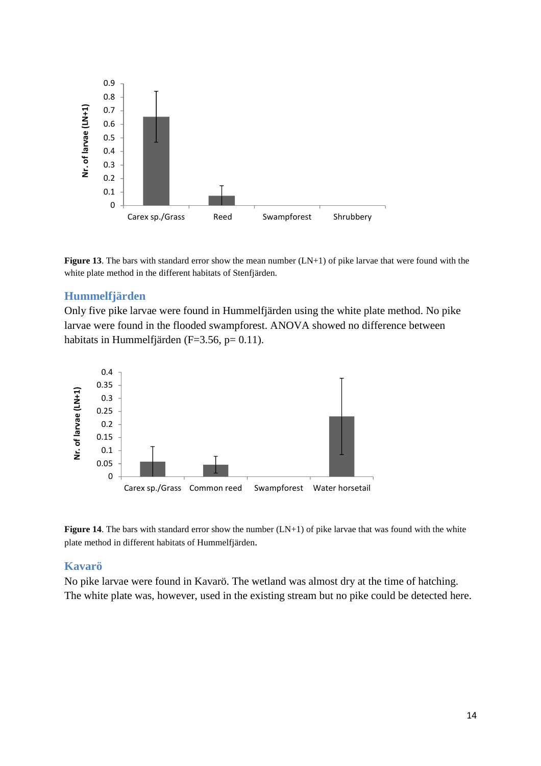**Figure 13**. The bars with standard error show the mean number (LN+1) of pike larvae that were found with the white plate method in the different habitats of Stenfjärden.

## Hummelfjärden

Only five pike larvae were found in Hummelfjärden using the white plate method. No pike larvae were found in the flooded swampforest. ANOVA showed no difference between habitats in Hummelfjärden ($F=3.56$, $p= 0.11$).

**Figure 14**. The bars with standard error show the number (LN+1) of pike larvae that was found with the white plate method in different habitats of Hummelfjärden.

## Kavarö

No pike larvae were found in Kavarö. The wetland was almost dry at the time of hatching. The white plate was, however, used in the existing stream but no pike could be detected here.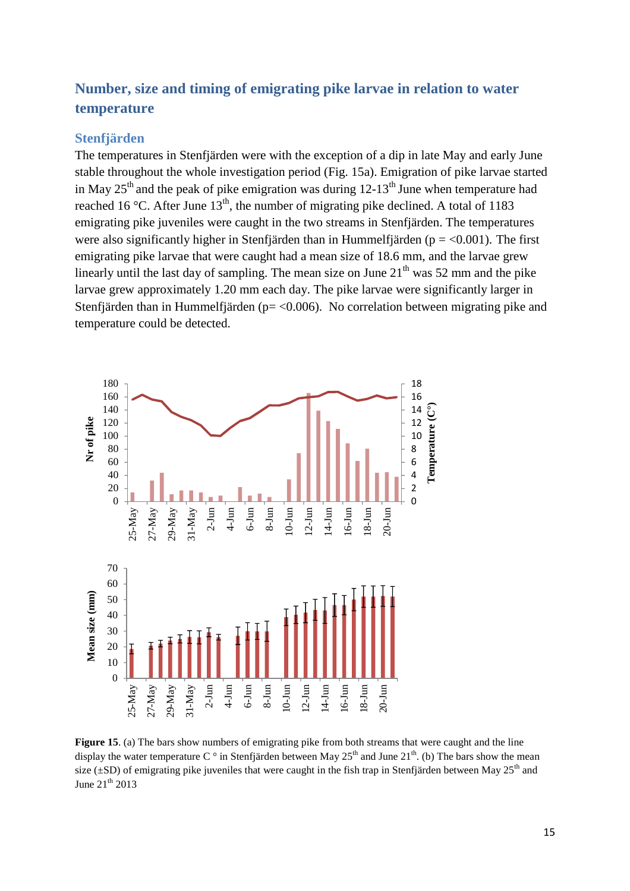## Number, size and timing of emigrating pike larvae in relation to water temperature

### Stenfjärden

The temperatures in Stenfjärden were with the exception of a dip in late May and early June stable throughout the whole investigation period (Fig. 15a). Emigration of pike larvae started in May 25[th] and the peak of pike emigration was during 12-13[th] June when temperature had reached 16 °C. After June 13[th], the number of migrating pike declined. A total of 1183 emigrating pike juveniles were caught in the two streams in Stenfjärden. The temperatures were also significantly higher in Stenfjärden than in Hummelfjärden ($p = <0.001$). The first emigrating pike larvae that were caught had a mean size of 18.6 mm, and the larvae grew linearly until the last day of sampling. The mean size on June 21[th] was 52 mm and the pike larvae grew approximately 1.20 mm each day. The pike larvae were significantly larger in Stenfjärden than in Hummelfjärden ($p= <0.006$). No correlation between migrating pike and temperature could be detected.

**Figure 15**. (a) The bars show numbers of emigrating pike from both streams that were caught and the line display the water temperature C ° in Stenfjärden between May 25[th] and June 21[th]. (b) The bars show the mean size (±SD) of emigrating pike juveniles that were caught in the fish trap in Stenfjärden between May 25[th] and June 21[th] 2013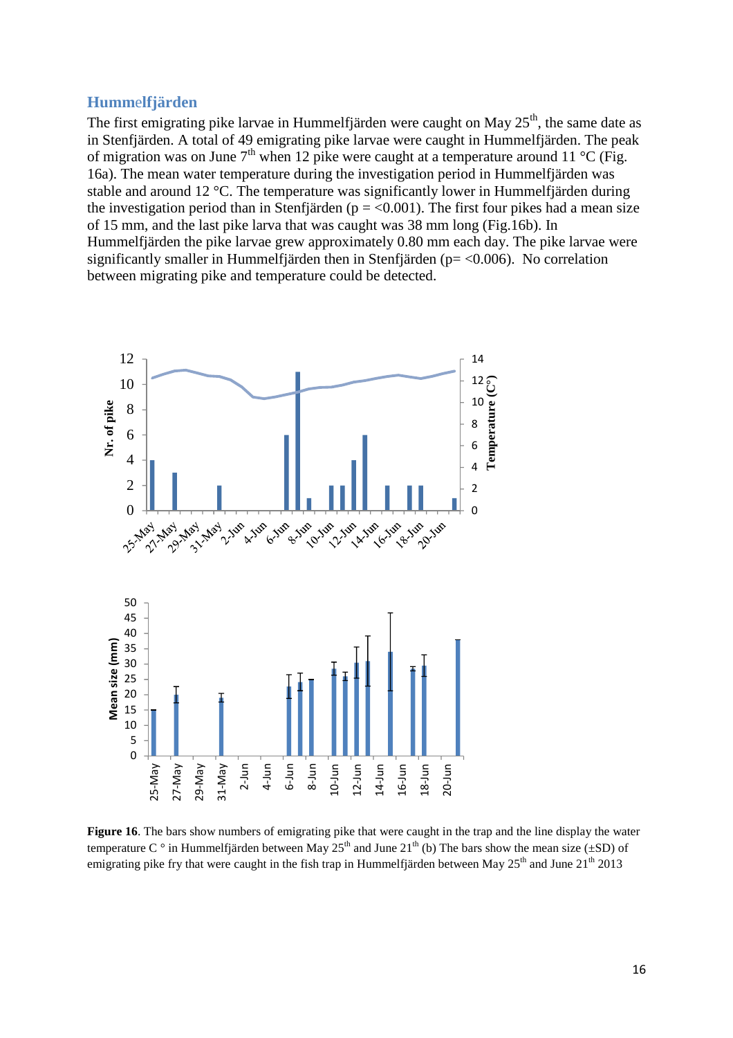## Hummelfjärden

The first emigrating pike larvae in Hummelfjärden were caught on May 25th, the same date as in Stenfjärden. A total of 49 emigrating pike larvae were caught in Hummelfjärden. The peak of migration was on June 7th when 12 pike were caught at a temperature around 11 °C (Fig. 16a). The mean water temperature during the investigation period in Hummelfjärden was stable and around 12 °C. The temperature was significantly lower in Hummelfjärden during the investigation period than in Stenfjärden ($p = <0.001$). The first four pikes had a mean size of 15 mm, and the last pike larva that was caught was 38 mm long (Fig.16b). In Hummelfjärden the pike larvae grew approximately 0.80 mm each day. The pike larvae were significantly smaller in Hummelfjärden then in Stenfjärden ($p= <0.006$). No correlation between migrating pike and temperature could be detected.

**Figure 16**. The bars show numbers of emigrating pike that were caught in the trap and the line display the water temperature C ° in Hummelfjärden between May 25th and June 21th (b) The bars show the mean size (±SD) of emigrating pike fry that were caught in the fish trap in Hummelfjärden between May 25th and June 21th 2013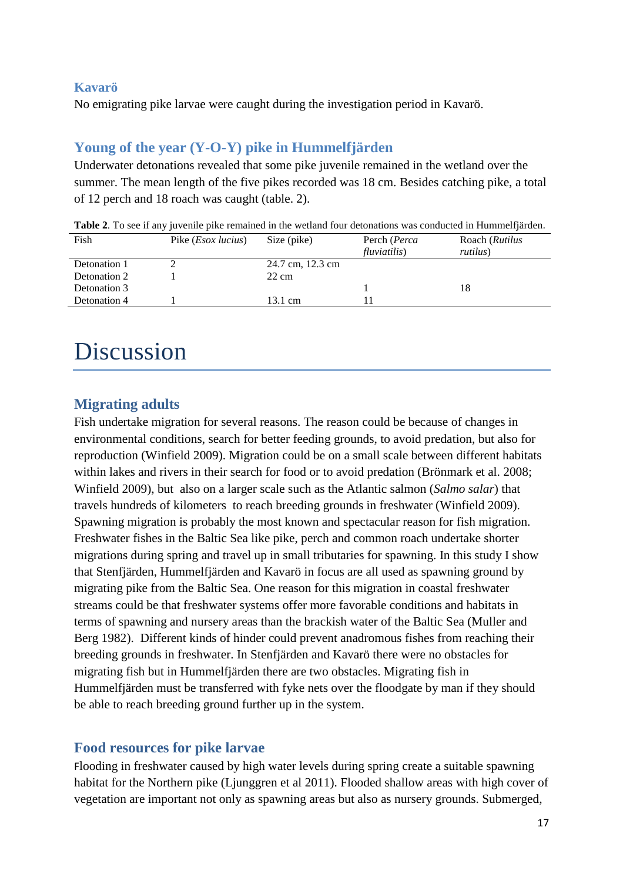### Kavarö

No emigrating pike larvae were caught during the investigation period in Kavarö.

### Young of the year (Y-O-Y) pike in Hummelfjärden

Underwater detonations revealed that some pike juvenile remained in the wetland over the summer. The mean length of the five pikes recorded was 18 cm. Besides catching pike, a total of 12 perch and 18 roach was caught (table. 2).

**Table 2**. To see if any juvenile pike remained in the wetland four detonations was conducted in Hummelfjärden.

| Fish | Pike (*Esox lucius*) | Size (pike) | Perch (*Perca fluviatilis*) | Roach (*Rutilus rutilus*) |
|---|---|---|---|---|
| Detonation 1 | 2 | 24.7 cm, 12.3 cm | | |
| Detonation 2 | 1 | 22 cm | | |
| Detonation 3 | | | 1 | 18 |
| Detonation 4 | 1 | 13.1 cm | 11 | |

# Discussion

## Migrating adults

Fish undertake migration for several reasons. The reason could be because of changes in environmental conditions, search for better feeding grounds, to avoid predation, but also for reproduction (Winfield 2009). Migration could be on a small scale between different habitats within lakes and rivers in their search for food or to avoid predation (Brönmark et al. 2008; Winfield 2009), but also on a larger scale such as the Atlantic salmon (*Salmo salar*) that travels hundreds of kilometers to reach breeding grounds in freshwater (Winfield 2009). Spawning migration is probably the most known and spectacular reason for fish migration. Freshwater fishes in the Baltic Sea like pike, perch and common roach undertake shorter migrations during spring and travel up in small tributaries for spawning. In this study I show that Stenfjärden, Hummelfjärden and Kavarö in focus are all used as spawning ground by migrating pike from the Baltic Sea. One reason for this migration in coastal freshwater streams could be that freshwater systems offer more favorable conditions and habitats in terms of spawning and nursery areas than the brackish water of the Baltic Sea (Muller and Berg 1982). Different kinds of hinder could prevent anadromous fishes from reaching their breeding grounds in freshwater. In Stenfjärden and Kavarö there were no obstacles for migrating fish but in Hummelfjärden there are two obstacles. Migrating fish in Hummelfjärden must be transferred with fyke nets over the floodgate by man if they should be able to reach breeding ground further up in the system.

## Food resources for pike larvae

Flooding in freshwater caused by high water levels during spring create a suitable spawning habitat for the Northern pike (Ljunggren et al 2011). Flooded shallow areas with high cover of vegetation are important not only as spawning areas but also as nursery grounds. Submerged,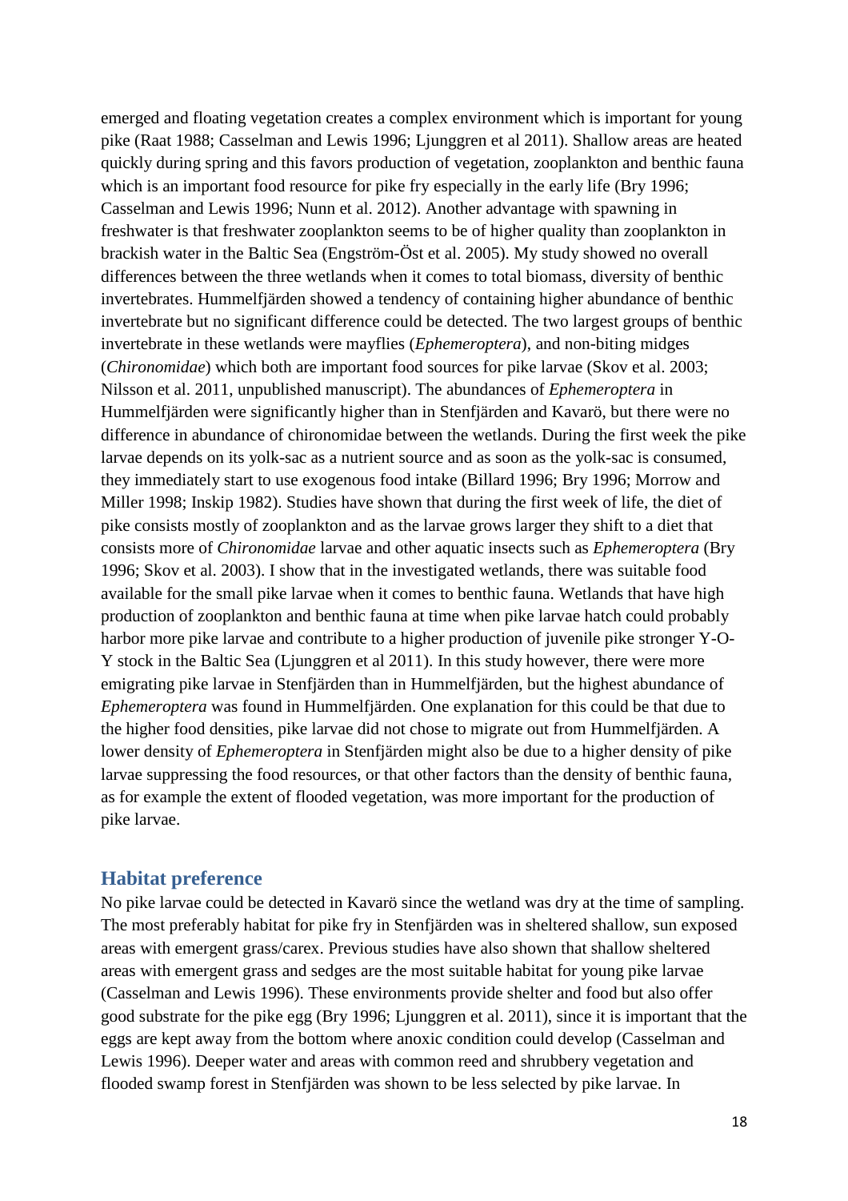emerged and floating vegetation creates a complex environment which is important for young pike (Raat 1988; Casselman and Lewis 1996; Ljunggren et al 2011). Shallow areas are heated quickly during spring and this favors production of vegetation, zooplankton and benthic fauna which is an important food resource for pike fry especially in the early life (Bry 1996; Casselman and Lewis 1996; Nunn et al. 2012). Another advantage with spawning in freshwater is that freshwater zooplankton seems to be of higher quality than zooplankton in brackish water in the Baltic Sea (Engström-Öst et al. 2005). My study showed no overall differences between the three wetlands when it comes to total biomass, diversity of benthic invertebrates. Hummelfjärden showed a tendency of containing higher abundance of benthic invertebrate but no significant difference could be detected. The two largest groups of benthic invertebrate in these wetlands were mayflies (*Ephemeroptera*), and non-biting midges (*Chironomidae*) which both are important food sources for pike larvae (Skov et al. 2003; Nilsson et al. 2011, unpublished manuscript). The abundances of *Ephemeroptera* in Hummelfjärden were significantly higher than in Stenfjärden and Kavarö, but there were no difference in abundance of chironomidae between the wetlands. During the first week the pike larvae depends on its yolk-sac as a nutrient source and as soon as the yolk-sac is consumed, they immediately start to use exogenous food intake (Billard 1996; Bry 1996; Morrow and Miller 1998; Inskip 1982). Studies have shown that during the first week of life, the diet of pike consists mostly of zooplankton and as the larvae grows larger they shift to a diet that consists more of *Chironomidae* larvae and other aquatic insects such as *Ephemeroptera* (Bry 1996; Skov et al. 2003). I show that in the investigated wetlands, there was suitable food available for the small pike larvae when it comes to benthic fauna. Wetlands that have high production of zooplankton and benthic fauna at time when pike larvae hatch could probably harbor more pike larvae and contribute to a higher production of juvenile pike stronger Y-O-Y stock in the Baltic Sea (Ljunggren et al 2011). In this study however, there were more emigrating pike larvae in Stenfjärden than in Hummelfjärden, but the highest abundance of *Ephemeroptera* was found in Hummelfjärden. One explanation for this could be that due to the higher food densities, pike larvae did not chose to migrate out from Hummelfjärden. A lower density of *Ephemeroptera* in Stenfjärden might also be due to a higher density of pike larvae suppressing the food resources, or that other factors than the density of benthic fauna, as for example the extent of flooded vegetation, was more important for the production of pike larvae.

## Habitat preference

No pike larvae could be detected in Kavarö since the wetland was dry at the time of sampling. The most preferably habitat for pike fry in Stenfjärden was in sheltered shallow, sun exposed areas with emergent grass/carex. Previous studies have also shown that shallow sheltered areas with emergent grass and sedges are the most suitable habitat for young pike larvae (Casselman and Lewis 1996). These environments provide shelter and food but also offer good substrate for the pike egg (Bry 1996; Ljunggren et al. 2011), since it is important that the eggs are kept away from the bottom where anoxic condition could develop (Casselman and Lewis 1996). Deeper water and areas with common reed and shrubbery vegetation and flooded swamp forest in Stenfjärden was shown to be less selected by pike larvae. In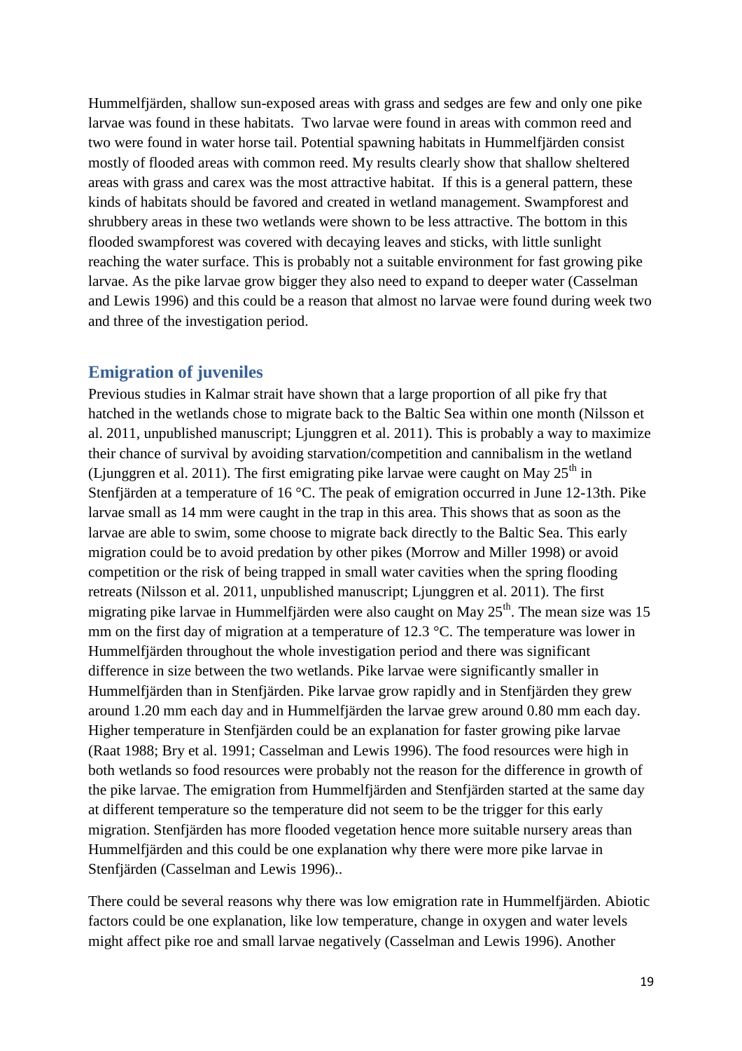Hummelfjärden, shallow sun-exposed areas with grass and sedges are few and only one pike larvae was found in these habitats. Two larvae were found in areas with common reed and two were found in water horse tail. Potential spawning habitats in Hummelfjärden consist mostly of flooded areas with common reed. My results clearly show that shallow sheltered areas with grass and carex was the most attractive habitat. If this is a general pattern, these kinds of habitats should be favored and created in wetland management. Swampforest and shrubbery areas in these two wetlands were shown to be less attractive. The bottom in this flooded swampforest was covered with decaying leaves and sticks, with little sunlight reaching the water surface. This is probably not a suitable environment for fast growing pike larvae. As the pike larvae grow bigger they also need to expand to deeper water (Casselman and Lewis 1996) and this could be a reason that almost no larvae were found during week two and three of the investigation period.

## Emigration of juveniles

Previous studies in Kalmar strait have shown that a large proportion of all pike fry that hatched in the wetlands chose to migrate back to the Baltic Sea within one month (Nilsson et al. 2011, unpublished manuscript; Ljunggren et al. 2011). This is probably a way to maximize their chance of survival by avoiding starvation/competition and cannibalism in the wetland (Ljunggren et al. 2011). The first emigrating pike larvae were caught on May 25$^{th}$ in Stenfjärden at a temperature of 16 °C. The peak of emigration occurred in June 12-13th. Pike larvae small as 14 mm were caught in the trap in this area. This shows that as soon as the larvae are able to swim, some choose to migrate back directly to the Baltic Sea. This early migration could be to avoid predation by other pikes (Morrow and Miller 1998) or avoid competition or the risk of being trapped in small water cavities when the spring flooding retreats (Nilsson et al. 2011, unpublished manuscript; Ljunggren et al. 2011). The first migrating pike larvae in Hummelfjärden were also caught on May 25$^{th}$. The mean size was 15 mm on the first day of migration at a temperature of 12.3 °C. The temperature was lower in Hummelfjärden throughout the whole investigation period and there was significant difference in size between the two wetlands. Pike larvae were significantly smaller in Hummelfjärden than in Stenfjärden. Pike larvae grow rapidly and in Stenfjärden they grew around 1.20 mm each day and in Hummelfjärden the larvae grew around 0.80 mm each day. Higher temperature in Stenfjärden could be an explanation for faster growing pike larvae (Raat 1988; Bry et al. 1991; Casselman and Lewis 1996). The food resources were high in both wetlands so food resources were probably not the reason for the difference in growth of the pike larvae. The emigration from Hummelfjärden and Stenfjärden started at the same day at different temperature so the temperature did not seem to be the trigger for this early migration. Stenfjärden has more flooded vegetation hence more suitable nursery areas than Hummelfjärden and this could be one explanation why there were more pike larvae in Stenfjärden (Casselman and Lewis 1996)..

There could be several reasons why there was low emigration rate in Hummelfjärden. Abiotic factors could be one explanation, like low temperature, change in oxygen and water levels might affect pike roe and small larvae negatively (Casselman and Lewis 1996). Another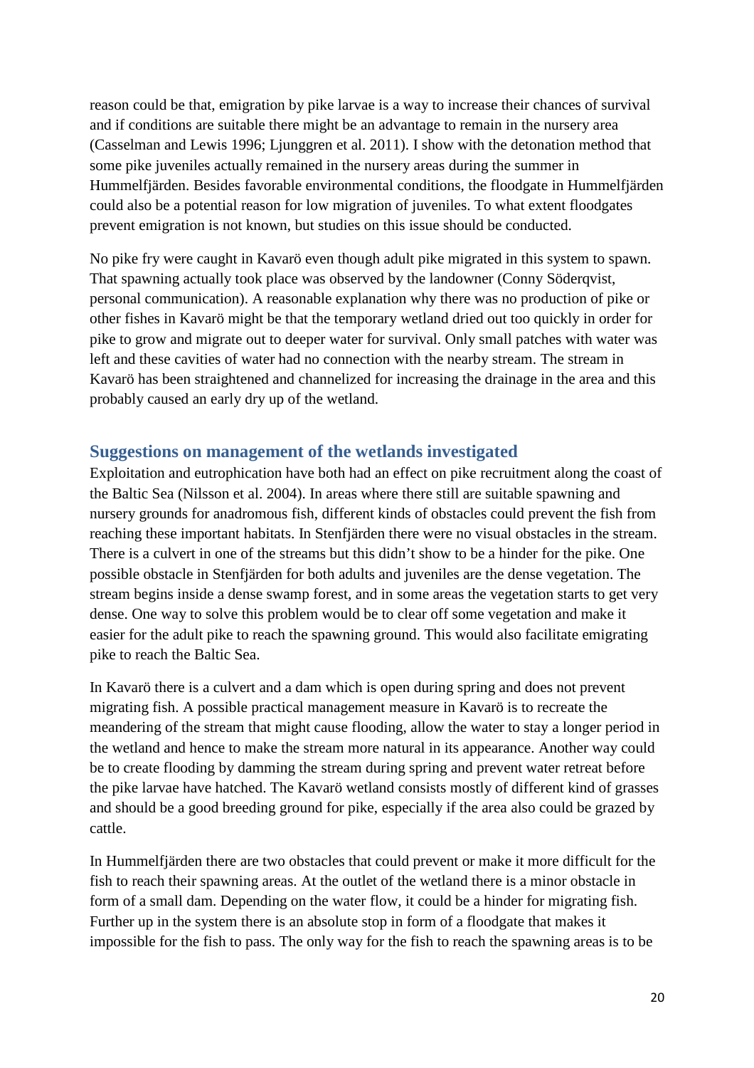reason could be that, emigration by pike larvae is a way to increase their chances of survival and if conditions are suitable there might be an advantage to remain in the nursery area (Casselman and Lewis 1996; Ljunggren et al. 2011). I show with the detonation method that some pike juveniles actually remained in the nursery areas during the summer in Hummelfjärden. Besides favorable environmental conditions, the floodgate in Hummelfjärden could also be a potential reason for low migration of juveniles. To what extent floodgates prevent emigration is not known, but studies on this issue should be conducted.

No pike fry were caught in Kavarö even though adult pike migrated in this system to spawn. That spawning actually took place was observed by the landowner (Conny Söderqvist, personal communication). A reasonable explanation why there was no production of pike or other fishes in Kavarö might be that the temporary wetland dried out too quickly in order for pike to grow and migrate out to deeper water for survival. Only small patches with water was left and these cavities of water had no connection with the nearby stream. The stream in Kavarö has been straightened and channelized for increasing the drainage in the area and this probably caused an early dry up of the wetland.

## Suggestions on management of the wetlands investigated

Exploitation and eutrophication have both had an effect on pike recruitment along the coast of the Baltic Sea (Nilsson et al. 2004). In areas where there still are suitable spawning and nursery grounds for anadromous fish, different kinds of obstacles could prevent the fish from reaching these important habitats. In Stenfjärden there were no visual obstacles in the stream. There is a culvert in one of the streams but this didn't show to be a hinder for the pike. One possible obstacle in Stenfjärden for both adults and juveniles are the dense vegetation. The stream begins inside a dense swamp forest, and in some areas the vegetation starts to get very dense. One way to solve this problem would be to clear off some vegetation and make it easier for the adult pike to reach the spawning ground. This would also facilitate emigrating pike to reach the Baltic Sea.

In Kavarö there is a culvert and a dam which is open during spring and does not prevent migrating fish. A possible practical management measure in Kavarö is to recreate the meandering of the stream that might cause flooding, allow the water to stay a longer period in the wetland and hence to make the stream more natural in its appearance. Another way could be to create flooding by damming the stream during spring and prevent water retreat before the pike larvae have hatched. The Kavarö wetland consists mostly of different kind of grasses and should be a good breeding ground for pike, especially if the area also could be grazed by cattle.

In Hummelfjärden there are two obstacles that could prevent or make it more difficult for the fish to reach their spawning areas. At the outlet of the wetland there is a minor obstacle in form of a small dam. Depending on the water flow, it could be a hinder for migrating fish. Further up in the system there is an absolute stop in form of a floodgate that makes it impossible for the fish to pass. The only way for the fish to reach the spawning areas is to be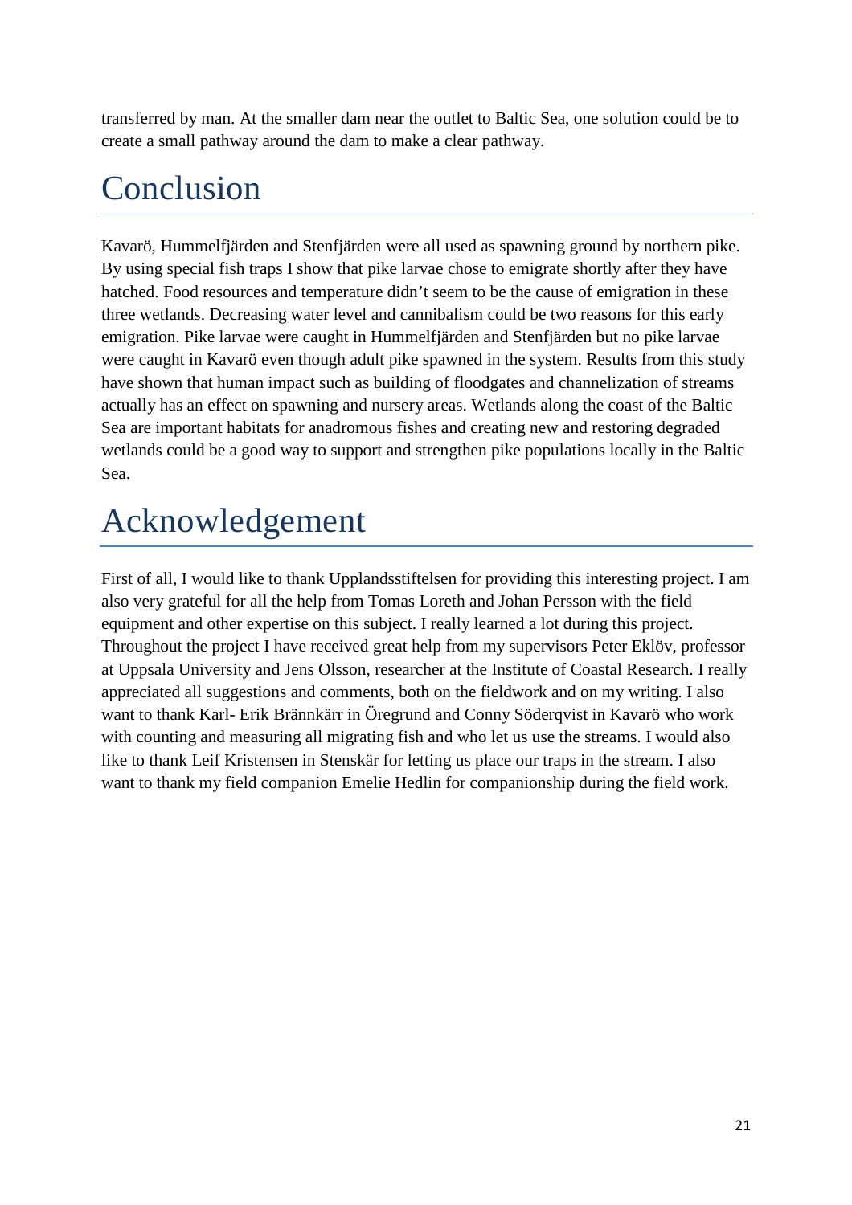transferred by man. At the smaller dam near the outlet to Baltic Sea, one solution could be to create a small pathway around the dam to make a clear pathway.

# Conclusion

Kavarö, Hummelfjärden and Stenfjärden were all used as spawning ground by northern pike. By using special fish traps I show that pike larvae chose to emigrate shortly after they have hatched. Food resources and temperature didn't seem to be the cause of emigration in these three wetlands. Decreasing water level and cannibalism could be two reasons for this early emigration. Pike larvae were caught in Hummelfjärden and Stenfjärden but no pike larvae were caught in Kavarö even though adult pike spawned in the system. Results from this study have shown that human impact such as building of floodgates and channelization of streams actually has an effect on spawning and nursery areas. Wetlands along the coast of the Baltic Sea are important habitats for anadromous fishes and creating new and restoring degraded wetlands could be a good way to support and strengthen pike populations locally in the Baltic Sea.

# Acknowledgement

First of all, I would like to thank Upplandsstiftelsen for providing this interesting project. I am also very grateful for all the help from Tomas Loreth and Johan Persson with the field equipment and other expertise on this subject. I really learned a lot during this project. Throughout the project I have received great help from my supervisors Peter Eklöv, professor at Uppsala University and Jens Olsson, researcher at the Institute of Coastal Research. I really appreciated all suggestions and comments, both on the fieldwork and on my writing. I also want to thank Karl- Erik Brännkärr in Öregrund and Conny Söderqvist in Kavarö who work with counting and measuring all migrating fish and who let us use the streams. I would also like to thank Leif Kristensen in Stenskär for letting us place our traps in the stream. I also want to thank my field companion Emelie Hedlin for companionship during the field work.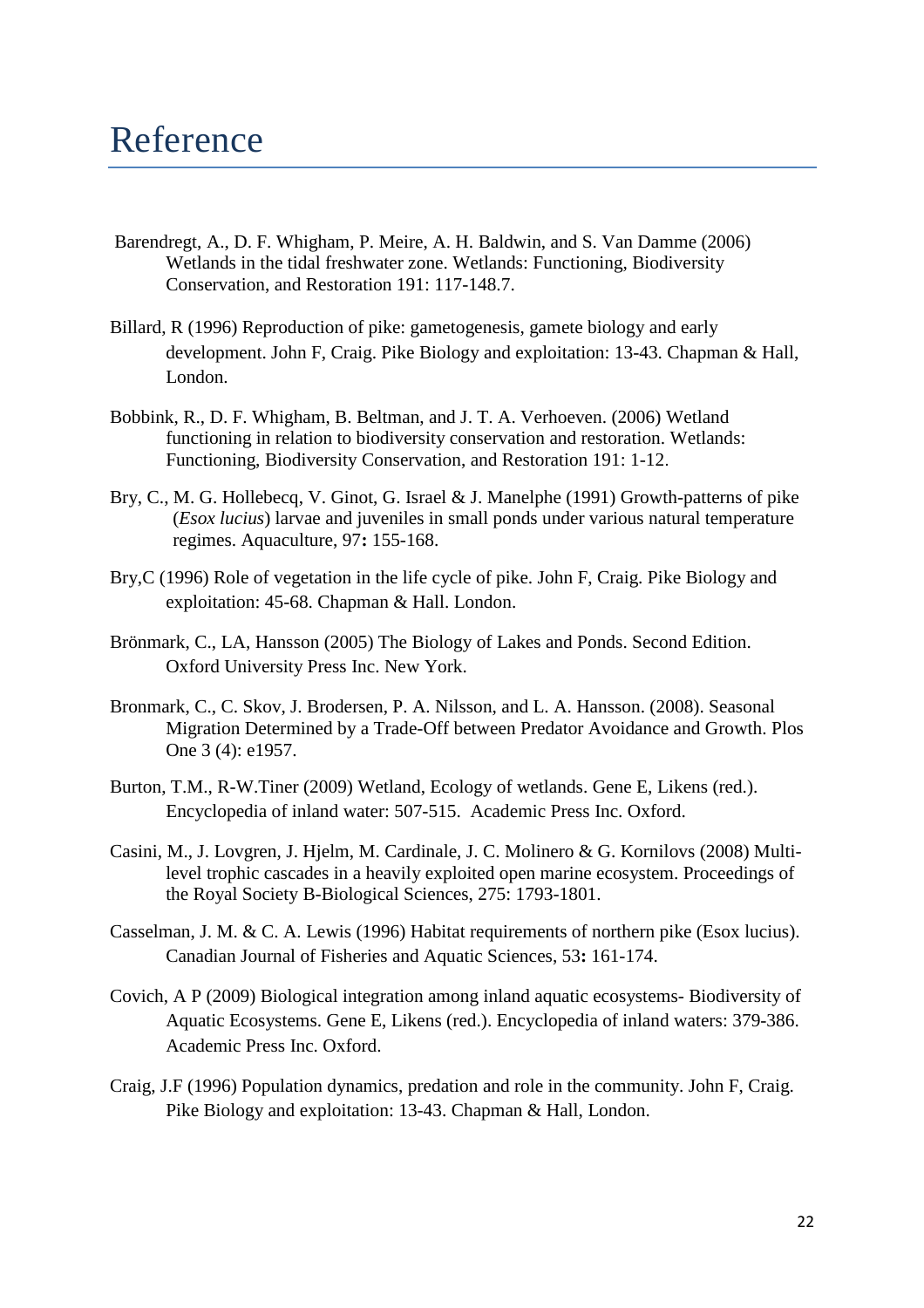# Reference

Barendregt, A., D. F. Whigham, P. Meire, A. H. Baldwin, and S. Van Damme (2006) Wetlands in the tidal freshwater zone. Wetlands: Functioning, Biodiversity Conservation, and Restoration 191: 117-148.7.

Billard, R (1996) Reproduction of pike: gametogenesis, gamete biology and early development. John F, Craig. Pike Biology and exploitation: 13-43. Chapman & Hall, London.

Bobbink, R., D. F. Whigham, B. Beltman, and J. T. A. Verhoeven. (2006) Wetland functioning in relation to biodiversity conservation and restoration. Wetlands: Functioning, Biodiversity Conservation, and Restoration 191: 1-12.

Bry, C., M. G. Hollebecq, V. Ginot, G. Israel & J. Manelphe (1991) Growth-patterns of pike (*Esox lucius*) larvae and juveniles in small ponds under various natural temperature regimes. Aquaculture, 97**:** 155-168.

Bry,C (1996) Role of vegetation in the life cycle of pike. John F, Craig. Pike Biology and exploitation: 45-68. Chapman & Hall. London.

Brönmark, C., LA, Hansson (2005) The Biology of Lakes and Ponds. Second Edition. Oxford University Press Inc. New York.

Bronmark, C., C. Skov, J. Brodersen, P. A. Nilsson, and L. A. Hansson. (2008). Seasonal Migration Determined by a Trade-Off between Predator Avoidance and Growth. Plos One 3 (4): e1957.

Burton, T.M., R-W.Tiner (2009) Wetland, Ecology of wetlands. Gene E, Likens (red.). Encyclopedia of inland water: 507-515. Academic Press Inc. Oxford.

Casini, M., J. Lovgren, J. Hjelm, M. Cardinale, J. C. Molinero & G. Kornilovs (2008) Multi-level trophic cascades in a heavily exploited open marine ecosystem. Proceedings of the Royal Society B-Biological Sciences, 275: 1793-1801.

Casselman, J. M. & C. A. Lewis (1996) Habitat requirements of northern pike (Esox lucius). Canadian Journal of Fisheries and Aquatic Sciences, 53**:** 161-174.

Covich, A P (2009) Biological integration among inland aquatic ecosystems- Biodiversity of Aquatic Ecosystems. Gene E, Likens (red.). Encyclopedia of inland waters: 379-386. Academic Press Inc. Oxford.

Craig, J.F (1996) Population dynamics, predation and role in the community. John F, Craig. Pike Biology and exploitation: 13-43. Chapman & Hall, London.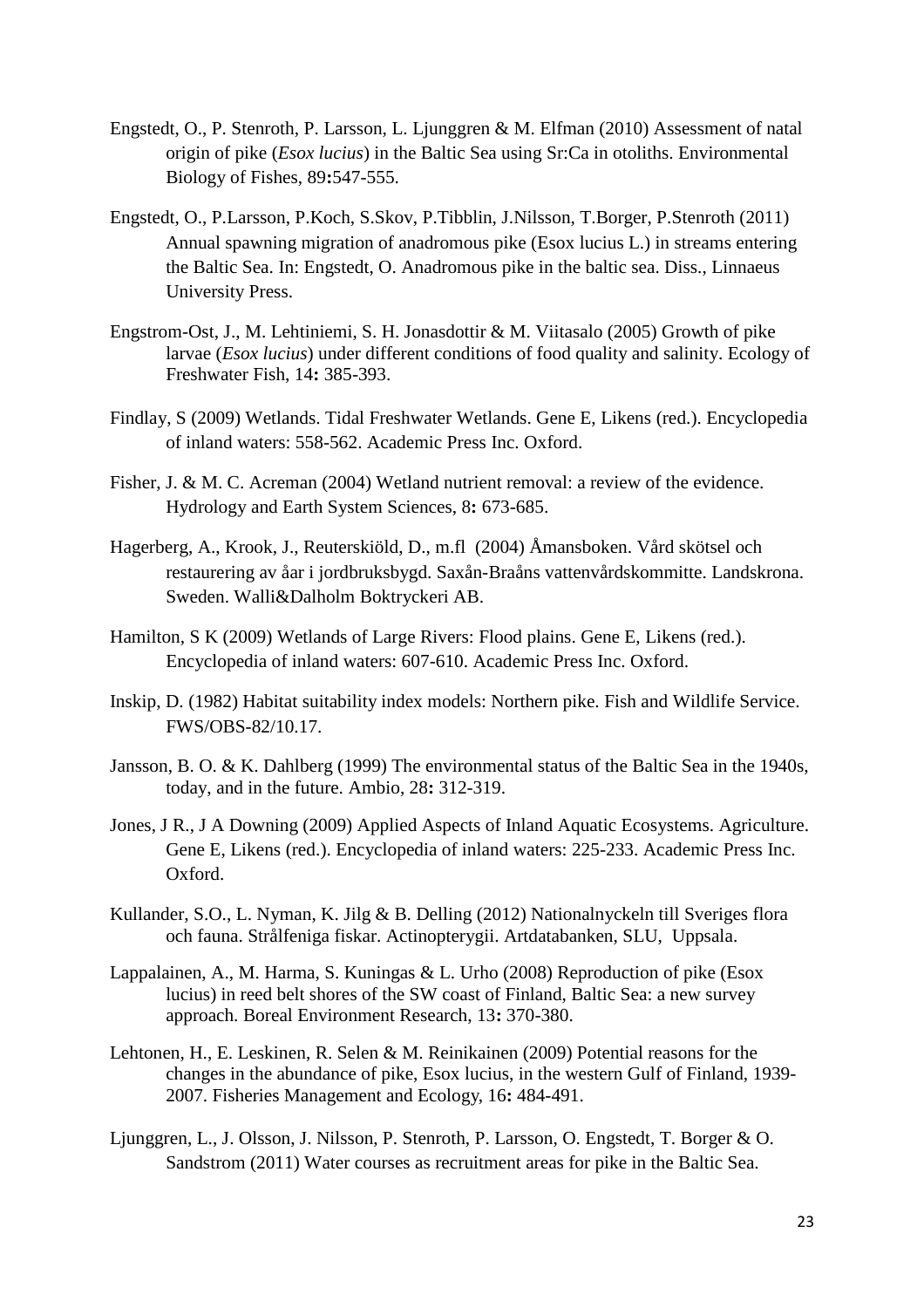Engstedt, O., P. Stenroth, P. Larsson, L. Ljunggren & M. Elfman (2010) Assessment of natal origin of pike (*Esox lucius*) in the Baltic Sea using Sr:Ca in otoliths. Environmental Biology of Fishes, 89**:**547-555.

Engstedt, O., P.Larsson, P.Koch, S.Skov, P.Tibblin, J.Nilsson, T.Borger, P.Stenroth (2011) Annual spawning migration of anadromous pike (Esox lucius L.) in streams entering the Baltic Sea. In: Engstedt, O. Anadromous pike in the baltic sea. Diss., Linnaeus University Press.

Engstrom-Ost, J., M. Lehtiniemi, S. H. Jonasdottir & M. Viitasalo (2005) Growth of pike larvae (*Esox lucius*) under different conditions of food quality and salinity. Ecology of Freshwater Fish, 14**:** 385-393.

Findlay, S (2009) Wetlands. Tidal Freshwater Wetlands. Gene E, Likens (red.). Encyclopedia of inland waters: 558-562. Academic Press Inc. Oxford.

Fisher, J. & M. C. Acreman (2004) Wetland nutrient removal: a review of the evidence. Hydrology and Earth System Sciences, 8**:** 673-685.

Hagerberg, A., Krook, J., Reuterskiöld, D., m.fl (2004) Åmansboken. Vård skötsel och restaurering av åar i jordbruksbygd. Saxån-Braåns vattenvårdskommitte. Landskrona. Sweden. Walli&Dalholm Boktryckeri AB.

Hamilton, S K (2009) Wetlands of Large Rivers: Flood plains. Gene E, Likens (red.). Encyclopedia of inland waters: 607-610. Academic Press Inc. Oxford.

Inskip, D. (1982) Habitat suitability index models: Northern pike. Fish and Wildlife Service. FWS/OBS-82/10.17.

Jansson, B. O. & K. Dahlberg (1999) The environmental status of the Baltic Sea in the 1940s, today, and in the future. Ambio, 28**:** 312-319.

Jones, J R., J A Downing (2009) Applied Aspects of Inland Aquatic Ecosystems. Agriculture. Gene E, Likens (red.). Encyclopedia of inland waters: 225-233. Academic Press Inc. Oxford.

Kullander, S.O., L. Nyman, K. Jilg & B. Delling (2012) Nationalnyckeln till Sveriges flora och fauna. Strålfeniga fiskar. Actinopterygii. Artdatabanken, SLU, Uppsala.

Lappalainen, A., M. Harma, S. Kuningas & L. Urho (2008) Reproduction of pike (Esox lucius) in reed belt shores of the SW coast of Finland, Baltic Sea: a new survey approach. Boreal Environment Research, 13**:** 370-380.

Lehtonen, H., E. Leskinen, R. Selen & M. Reinikainen (2009) Potential reasons for the changes in the abundance of pike, Esox lucius, in the western Gulf of Finland, 1939-2007. Fisheries Management and Ecology, 16**:** 484-491.

Ljunggren, L., J. Olsson, J. Nilsson, P. Stenroth, P. Larsson, O. Engstedt, T. Borger & O. Sandstrom (2011) Water courses as recruitment areas for pike in the Baltic Sea.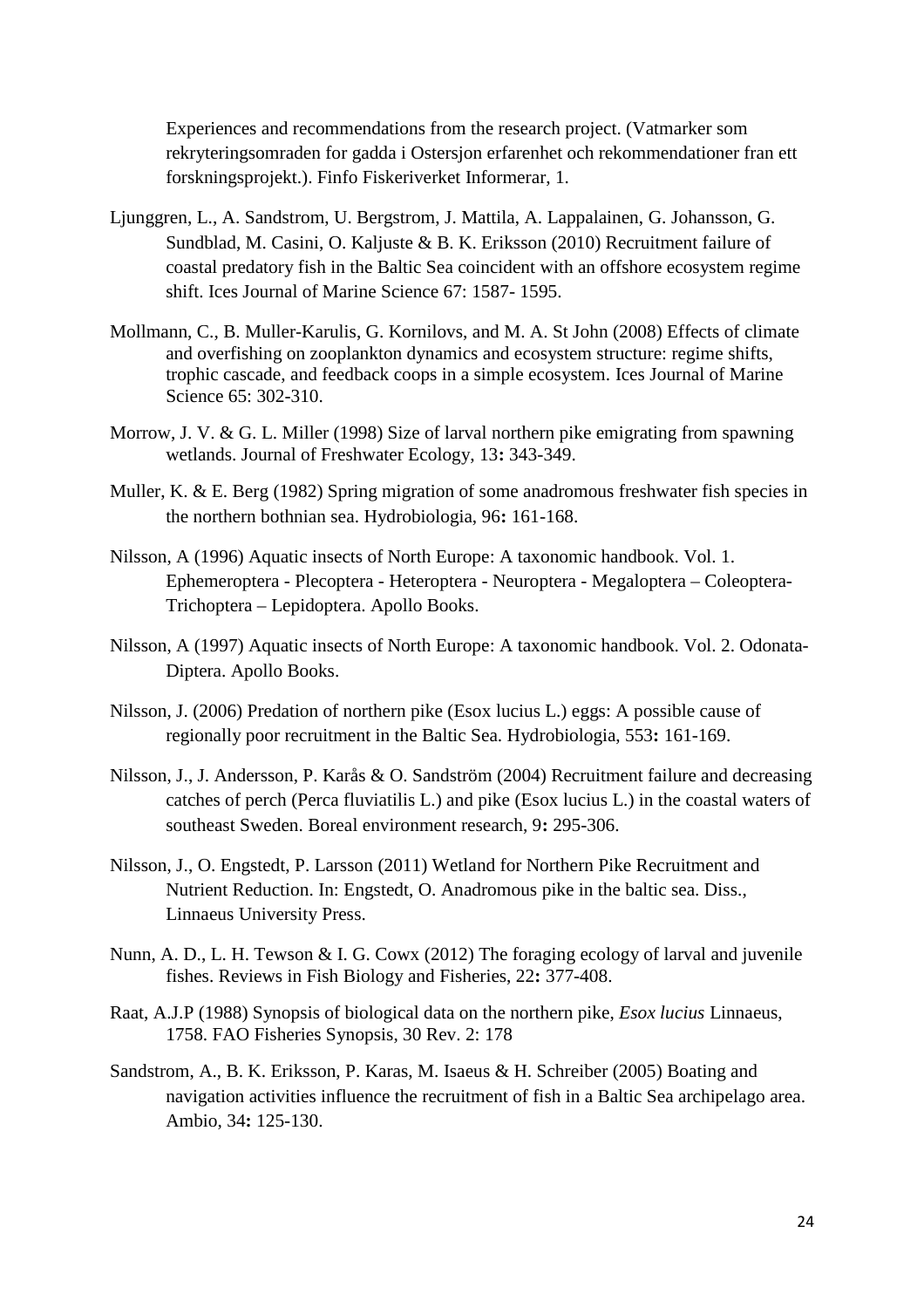Experiences and recommendations from the research project. (Vatmarker som rekryteringsomraden for gadda i Ostersjon erfarenhet och rekommendationer fran ett forskningsprojekt.). Finfo Fiskeriverket Informerar, 1.

Ljunggren, L., A. Sandstrom, U. Bergstrom, J. Mattila, A. Lappalainen, G. Johansson, G. Sundblad, M. Casini, O. Kaljuste & B. K. Eriksson (2010) Recruitment failure of coastal predatory fish in the Baltic Sea coincident with an offshore ecosystem regime shift. Ices Journal of Marine Science 67: 1587- 1595.

Mollmann, C., B. Muller-Karulis, G. Kornilovs, and M. A. St John (2008) Effects of climate and overfishing on zooplankton dynamics and ecosystem structure: regime shifts, trophic cascade, and feedback coops in a simple ecosystem. Ices Journal of Marine Science 65: 302-310.

Morrow, J. V. & G. L. Miller (1998) Size of larval northern pike emigrating from spawning wetlands. Journal of Freshwater Ecology, 13**:** 343-349.

Muller, K. & E. Berg (1982) Spring migration of some anadromous freshwater fish species in the northern bothnian sea. Hydrobiologia, 96**:** 161-168.

Nilsson, A (1996) Aquatic insects of North Europe: A taxonomic handbook. Vol. 1. Ephemeroptera - Plecoptera - Heteroptera - Neuroptera - Megaloptera – Coleoptera- Trichoptera – Lepidoptera. Apollo Books.

Nilsson, A (1997) Aquatic insects of North Europe: A taxonomic handbook. Vol. 2. Odonata- Diptera. Apollo Books.

Nilsson, J. (2006) Predation of northern pike (Esox lucius L.) eggs: A possible cause of regionally poor recruitment in the Baltic Sea. Hydrobiologia, 553**:** 161-169.

Nilsson, J., J. Andersson, P. Karås & O. Sandström (2004) Recruitment failure and decreasing catches of perch (Perca fluviatilis L.) and pike (Esox lucius L.) in the coastal waters of southeast Sweden. Boreal environment research, 9**:** 295-306.

Nilsson, J., O. Engstedt, P. Larsson (2011) Wetland for Northern Pike Recruitment and Nutrient Reduction. In: Engstedt, O. Anadromous pike in the baltic sea. Diss., Linnaeus University Press.

Nunn, A. D., L. H. Tewson & I. G. Cowx (2012) The foraging ecology of larval and juvenile fishes. Reviews in Fish Biology and Fisheries, 22**:** 377-408.

Raat, A.J.P (1988) Synopsis of biological data on the northern pike, *Esox lucius* Linnaeus, 1758. FAO Fisheries Synopsis, 30 Rev. 2: 178

Sandstrom, A., B. K. Eriksson, P. Karas, M. Isaeus & H. Schreiber (2005) Boating and navigation activities influence the recruitment of fish in a Baltic Sea archipelago area. Ambio, 34**:** 125-130.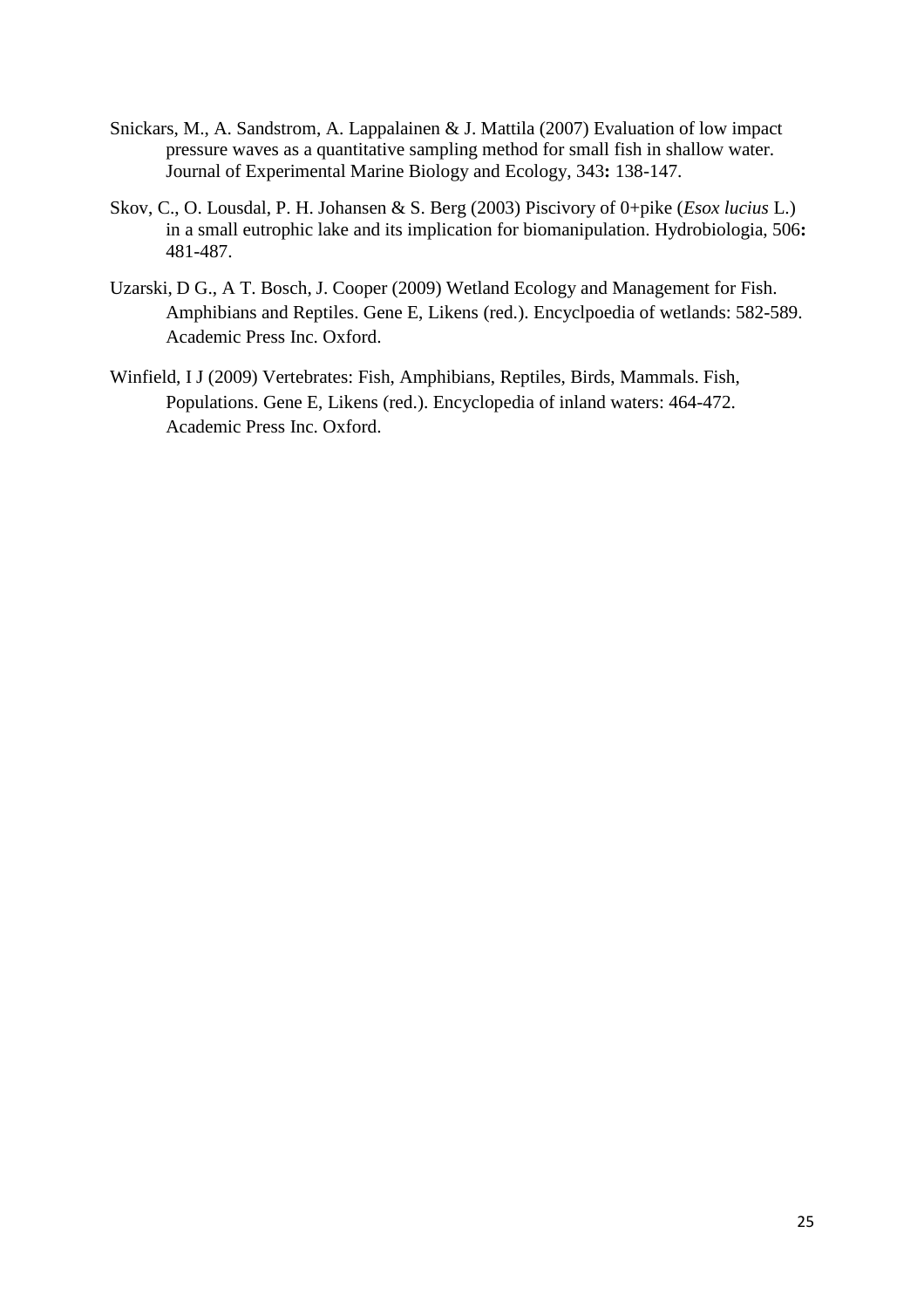Snickars, M., A. Sandstrom, A. Lappalainen & J. Mattila (2007) Evaluation of low impact pressure waves as a quantitative sampling method for small fish in shallow water. Journal of Experimental Marine Biology and Ecology, 343**:** 138-147.

Skov, C., O. Lousdal, P. H. Johansen & S. Berg (2003) Piscivory of 0+pike (*Esox lucius* L.) in a small eutrophic lake and its implication for biomanipulation. Hydrobiologia, 506**:** 481-487.

Uzarski, D G., A T. Bosch, J. Cooper (2009) Wetland Ecology and Management for Fish. Amphibians and Reptiles. Gene E, Likens (red.). Encyclpoedia of wetlands: 582-589. Academic Press Inc. Oxford.

Winfield, I J (2009) Vertebrates: Fish, Amphibians, Reptiles, Birds, Mammals. Fish, Populations. Gene E, Likens (red.). Encyclopedia of inland waters: 464-472. Academic Press Inc. Oxford.